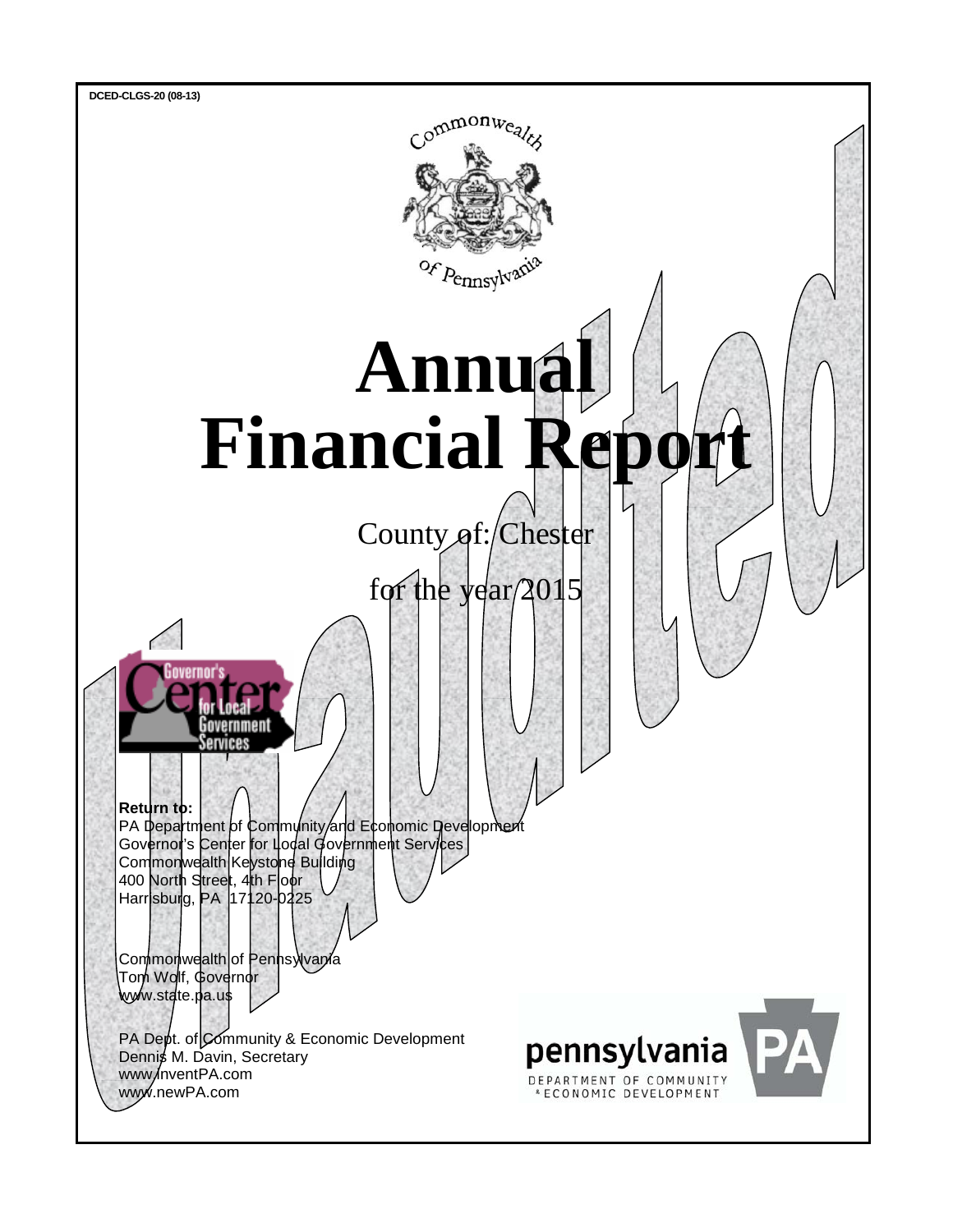DCED-CLGS-20 (08-13)

Commonwealth of Pennsylvania

# Annual Financial Report

County of: Chester

for the year 2015

Unaudited

Governor's Center for Local Government Services

**Return to:**
PA Department of Community and Economic Development
Governor's Center for Local Government Services
Commonwealth Keystone Building
400 North Street, 4th Floor
Harrisburg, PA 17120-0225

Commonwealth of Pennsylvania
Tom Wolf, Governor
www.state.pa.us

PA Dept. of Community & Economic Development
Dennis M. Davin, Secretary
www.inventPA.com
www.newPA.com

pennsylvania
DEPARTMENT OF COMMUNITY & ECONOMIC DEVELOPMENT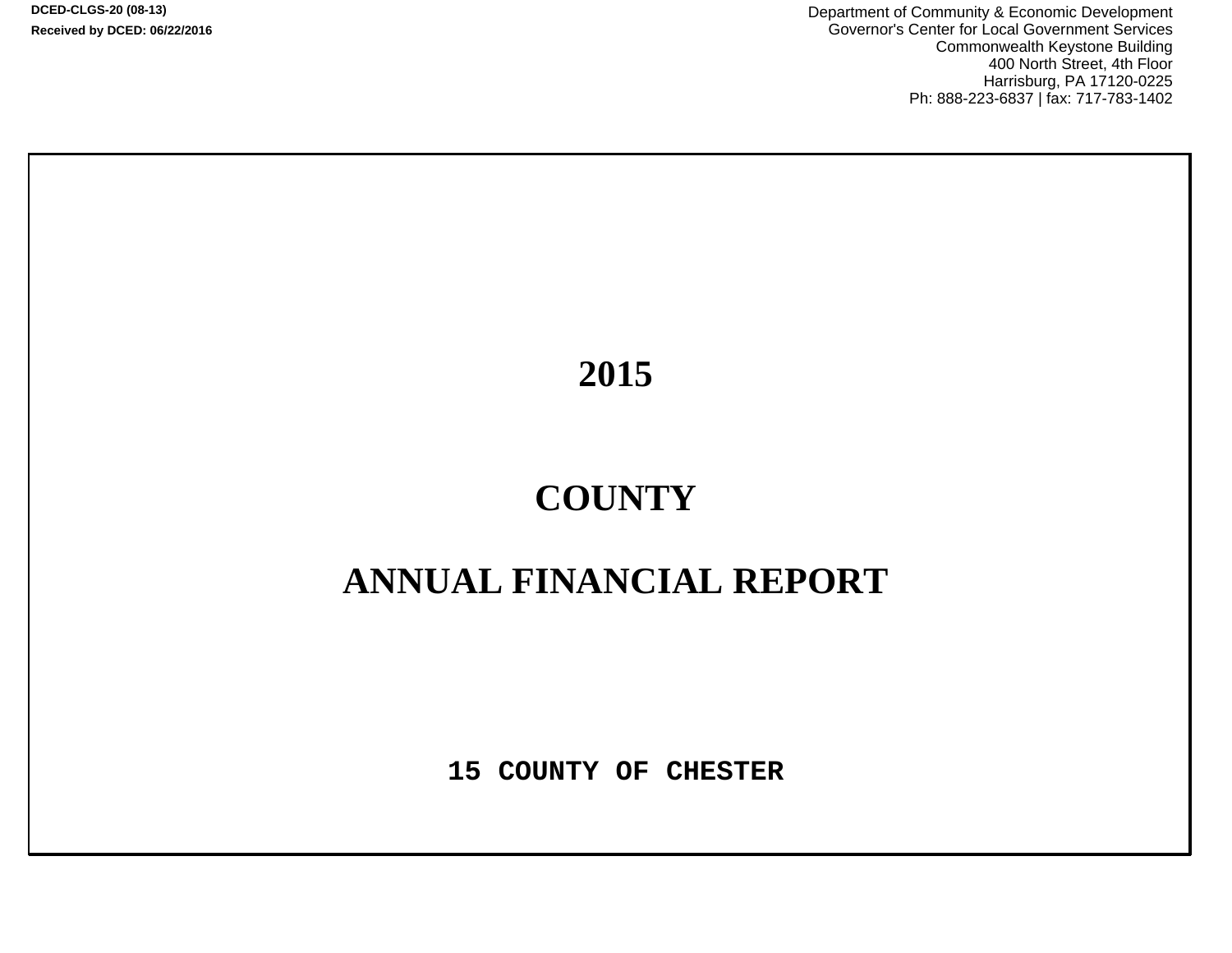DCED-CLGS-20 (08-13)

Received by DCED: 06/22/2016

Department of Community & Economic Development
Governor's Center for Local Government Services
Commonwealth Keystone Building
400 North Street, 4th Floor
Harrisburg, PA 17120-0225
Ph: 888-223-6837 | fax: 717-783-1402

# 2015

# COUNTY

# ANNUAL FINANCIAL REPORT

**15 COUNTY OF CHESTER**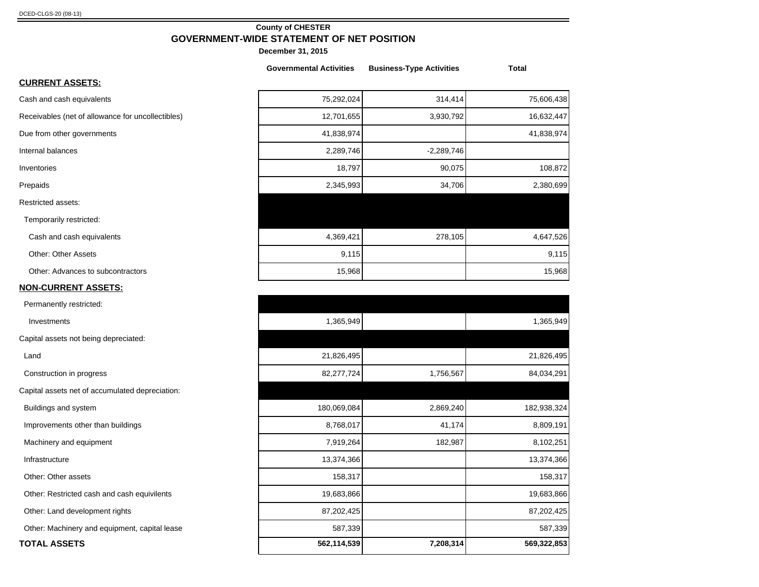DCED-CLGS-20 (08-13)

**County of CHESTER**

## GOVERNMENT-WIDE STATEMENT OF NET POSITION

**December 31, 2015**

| | Governmental Activities | Business-Type Activities | Total |
|---|---|---|---|
| **CURRENT ASSETS:** | | | |
| Cash and cash equivalents | 75,292,024 | 314,414 | 75,606,438 |
| Receivables (net of allowance for uncollectibles) | 12,701,655 | 3,930,792 | 16,632,447 |
| Due from other governments | 41,838,974 | | 41,838,974 |
| Internal balances | 2,289,746 | -2,289,746 | |
| Inventories | 18,797 | 90,075 | 108,872 |
| Prepaids | 2,345,993 | 34,706 | 2,380,699 |
| Restricted assets: | | | |
| Temporarily restricted: | | | |
| Cash and cash equivalents | 4,369,421 | 278,105 | 4,647,526 |
| Other: Other Assets | 9,115 | | 9,115 |
| Other: Advances to subcontractors | 15,968 | | 15,968 |
| **NON-CURRENT ASSETS:** | | | |
| Permanently restricted: | | | |
| Investments | 1,365,949 | | 1,365,949 |
| Capital assets not being depreciated: | | | |
| Land | 21,826,495 | | 21,826,495 |
| Construction in progress | 82,277,724 | 1,756,567 | 84,034,291 |
| Capital assets net of accumulated depreciation: | | | |
| Buildings and system | 180,069,084 | 2,869,240 | 182,938,324 |
| Improvements other than buildings | 8,768,017 | 41,174 | 8,809,191 |
| Machinery and equipment | 7,919,264 | 182,987 | 8,102,251 |
| Infrastructure | 13,374,366 | | 13,374,366 |
| Other: Other assets | 158,317 | | 158,317 |
| Other: Restricted cash and cash equivilents | 19,683,866 | | 19,683,866 |
| Other: Land development rights | 87,202,425 | | 87,202,425 |
| Other: Machinery and equipment, capital lease | 587,339 | | 587,339 |
| **TOTAL ASSETS** | **562,114,539** | **7,208,314** | **569,322,853** |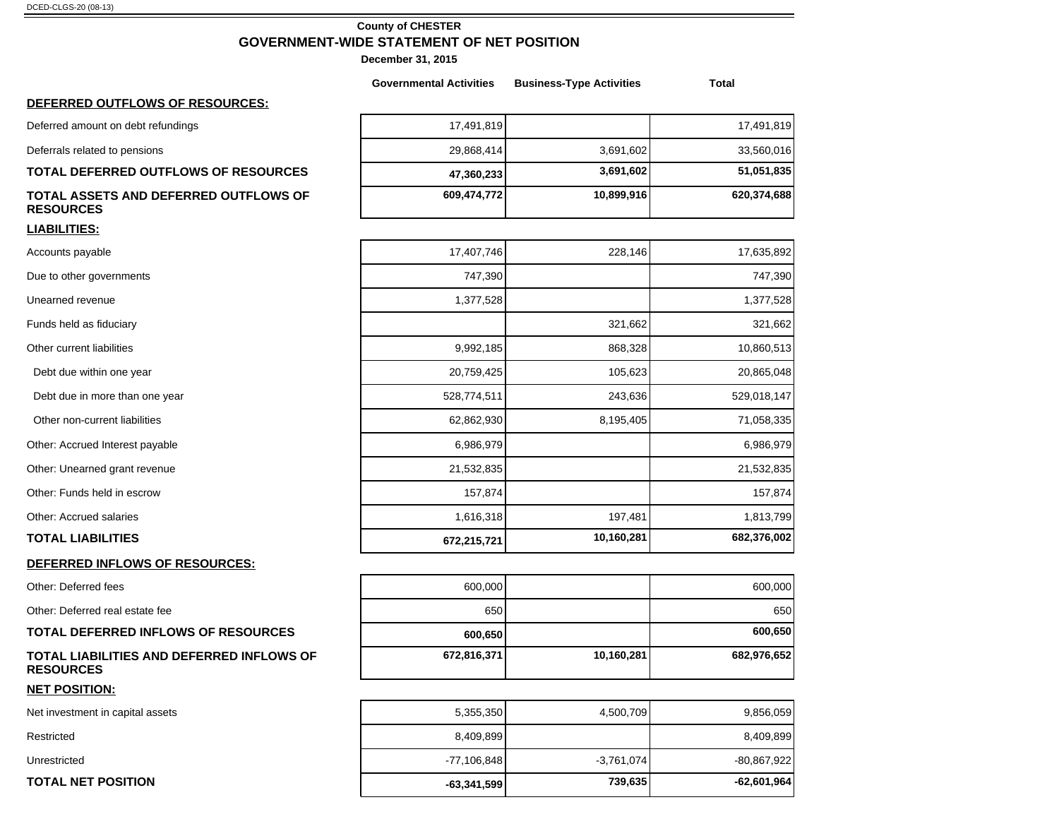DCED-CLGS-20 (08-13)

**County of CHESTER**

## GOVERNMENT-WIDE STATEMENT OF NET POSITION

**December 31, 2015**

| | Governmental Activities | Business-Type Activities | Total |
|---|---|---|---|
| **DEFERRED OUTFLOWS OF RESOURCES:** | | | |
| Deferred amount on debt refundings | 17,491,819 | | 17,491,819 |
| Deferrals related to pensions | 29,868,414 | 3,691,602 | 33,560,016 |
| **TOTAL DEFERRED OUTFLOWS OF RESOURCES** | **47,360,233** | **3,691,602** | **51,051,835** |
| **TOTAL ASSETS AND DEFERRED OUTFLOWS OF RESOURCES** | **609,474,772** | **10,899,916** | **620,374,688** |
| **LIABILITIES:** | | | |
| Accounts payable | 17,407,746 | 228,146 | 17,635,892 |
| Due to other governments | 747,390 | | 747,390 |
| Unearned revenue | 1,377,528 | | 1,377,528 |
| Funds held as fiduciary | | 321,662 | 321,662 |
| Other current liabilities | 9,992,185 | 868,328 | 10,860,513 |
| Debt due within one year | 20,759,425 | 105,623 | 20,865,048 |
| Debt due in more than one year | 528,774,511 | 243,636 | 529,018,147 |
| Other non-current liabilities | 62,862,930 | 8,195,405 | 71,058,335 |
| Other: Accrued Interest payable | 6,986,979 | | 6,986,979 |
| Other: Unearned grant revenue | 21,532,835 | | 21,532,835 |
| Other: Funds held in escrow | 157,874 | | 157,874 |
| Other: Accrued salaries | 1,616,318 | 197,481 | 1,813,799 |
| **TOTAL LIABILITIES** | **672,215,721** | **10,160,281** | **682,376,002** |
| **DEFERRED INFLOWS OF RESOURCES:** | | | |
| Other: Deferred fees | 600,000 | | 600,000 |
| Other: Deferred real estate fee | 650 | | 650 |
| **TOTAL DEFERRED INFLOWS OF RESOURCES** | **600,650** | | **600,650** |
| **TOTAL LIABILITIES AND DEFERRED INFLOWS OF RESOURCES** | **672,816,371** | **10,160,281** | **682,976,652** |
| **NET POSITION:** | | | |
| Net investment in capital assets | 5,355,350 | 4,500,709 | 9,856,059 |
| Restricted | 8,409,899 | | 8,409,899 |
| Unrestricted | -77,106,848 | -3,761,074 | -80,867,922 |
| **TOTAL NET POSITION** | **-63,341,599** | **739,635** | **-62,601,964** |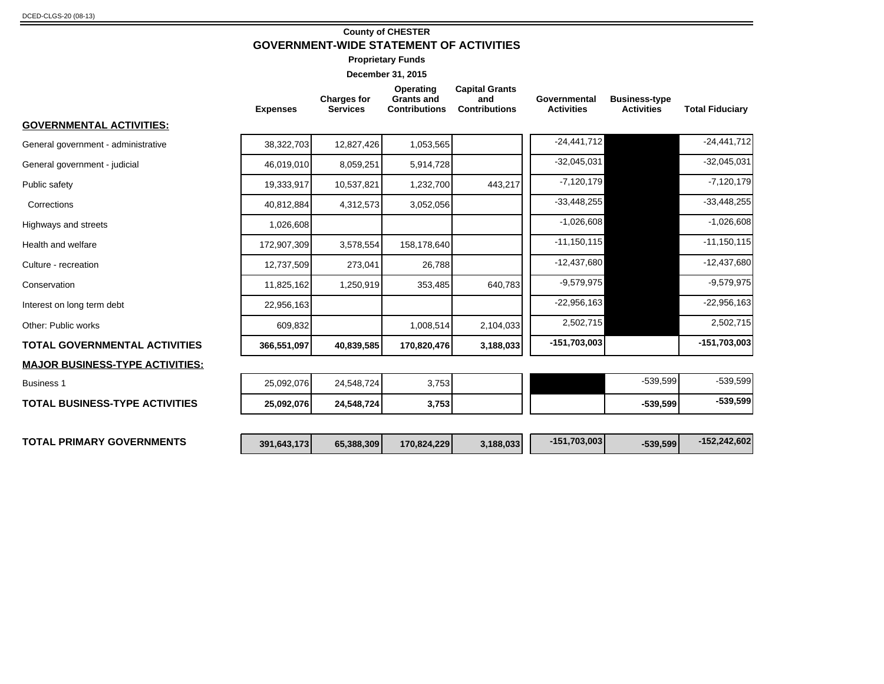DCED-CLGS-20 (08-13)

**County of CHESTER**

## GOVERNMENT-WIDE STATEMENT OF ACTIVITIES

**Proprietary Funds**

**December 31, 2015**

| | Expenses | Charges for Services | Operating Grants and Contributions | Capital Grants and Contributions | Governmental Activities | Business-type Activities | Total Fiduciary |
|---|---|---|---|---|---|---|---|
| **GOVERNMENTAL ACTIVITIES:** | | | | | | | |
| General government - administrative | 38,322,703 | 12,827,426 | 1,053,565 | | -24,441,712 | | -24,441,712 |
| General government - judicial | 46,019,010 | 8,059,251 | 5,914,728 | | -32,045,031 | | -32,045,031 |
| Public safety | 19,333,917 | 10,537,821 | 1,232,700 | 443,217 | -7,120,179 | | -7,120,179 |
| Corrections | 40,812,884 | 4,312,573 | 3,052,056 | | -33,448,255 | | -33,448,255 |
| Highways and streets | 1,026,608 | | | | -1,026,608 | | -1,026,608 |
| Health and welfare | 172,907,309 | 3,578,554 | 158,178,640 | | -11,150,115 | | -11,150,115 |
| Culture - recreation | 12,737,509 | 273,041 | 26,788 | | -12,437,680 | | -12,437,680 |
| Conservation | 11,825,162 | 1,250,919 | 353,485 | 640,783 | -9,579,975 | | -9,579,975 |
| Interest on long term debt | 22,956,163 | | | | -22,956,163 | | -22,956,163 |
| Other: Public works | 609,832 | | 1,008,514 | 2,104,033 | 2,502,715 | | 2,502,715 |
| **TOTAL GOVERNMENTAL ACTIVITIES** | **366,551,097** | **40,839,585** | **170,820,476** | **3,188,033** | **-151,703,003** | | **-151,703,003** |
| **MAJOR BUSINESS-TYPE ACTIVITIES:** | | | | | | | |
| Business 1 | 25,092,076 | 24,548,724 | 3,753 | | | -539,599 | -539,599 |
| **TOTAL BUSINESS-TYPE ACTIVITIES** | **25,092,076** | **24,548,724** | **3,753** | | | **-539,599** | **-539,599** |
| **TOTAL PRIMARY GOVERNMENTS** | **391,643,173** | **65,388,309** | **170,824,229** | **3,188,033** | **-151,703,003** | **-539,599** | **-152,242,602** |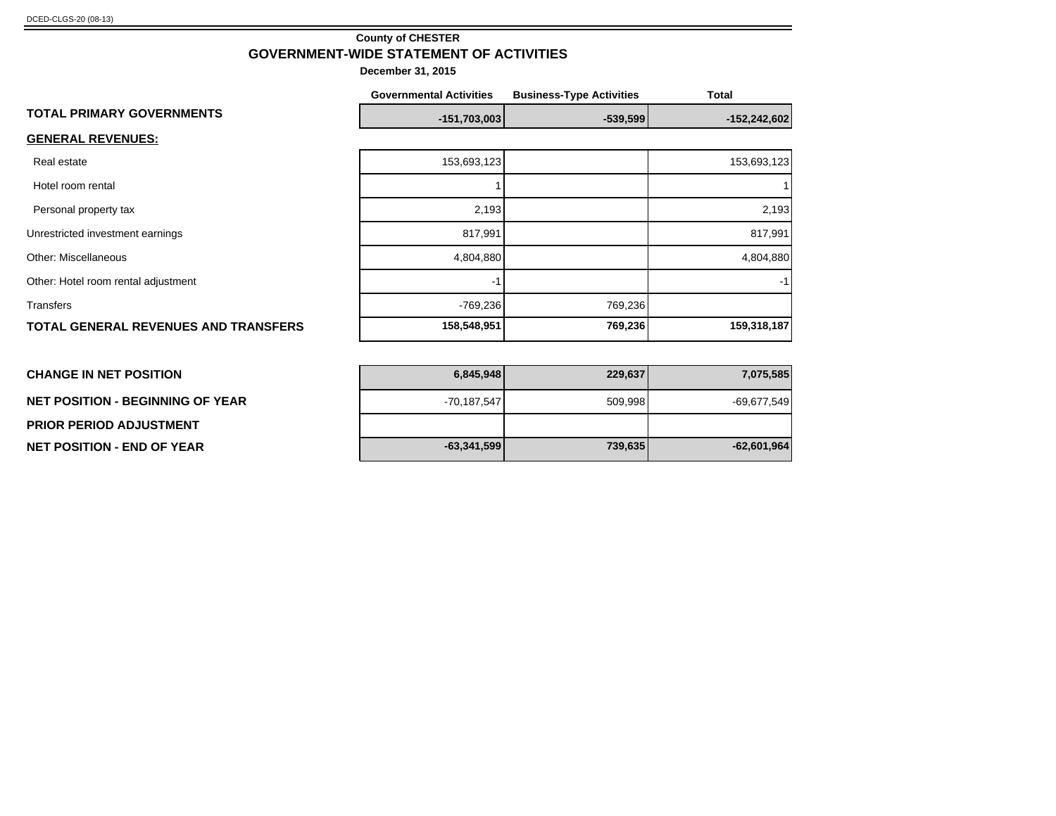DCED-CLGS-20 (08-13)

**County of CHESTER**

## GOVERNMENT-WIDE STATEMENT OF ACTIVITIES

**December 31, 2015**

| | Governmental Activities | Business-Type Activities | Total |
|---|---|---|---|
| **TOTAL PRIMARY GOVERNMENTS** | **-151,703,003** | **-539,599** | **-152,242,602** |
| **GENERAL REVENUES:** | | | |
| Real estate | 153,693,123 | | 153,693,123 |
| Hotel room rental | 1 | | 1 |
| Personal property tax | 2,193 | | 2,193 |
| Unrestricted investment earnings | 817,991 | | 817,991 |
| Other: Miscellaneous | 4,804,880 | | 4,804,880 |
| Other: Hotel room rental adjustment | -1 | | -1 |
| Transfers | -769,236 | 769,236 | |
| **TOTAL GENERAL REVENUES AND TRANSFERS** | **158,548,951** | **769,236** | **159,318,187** |
| **CHANGE IN NET POSITION** | **6,845,948** | **229,637** | **7,075,585** |
| **NET POSITION - BEGINNING OF YEAR** | -70,187,547 | 509,998 | -69,677,549 |
| **PRIOR PERIOD ADJUSTMENT** | | | |
| **NET POSITION - END OF YEAR** | **-63,341,599** | **739,635** | **-62,601,964** |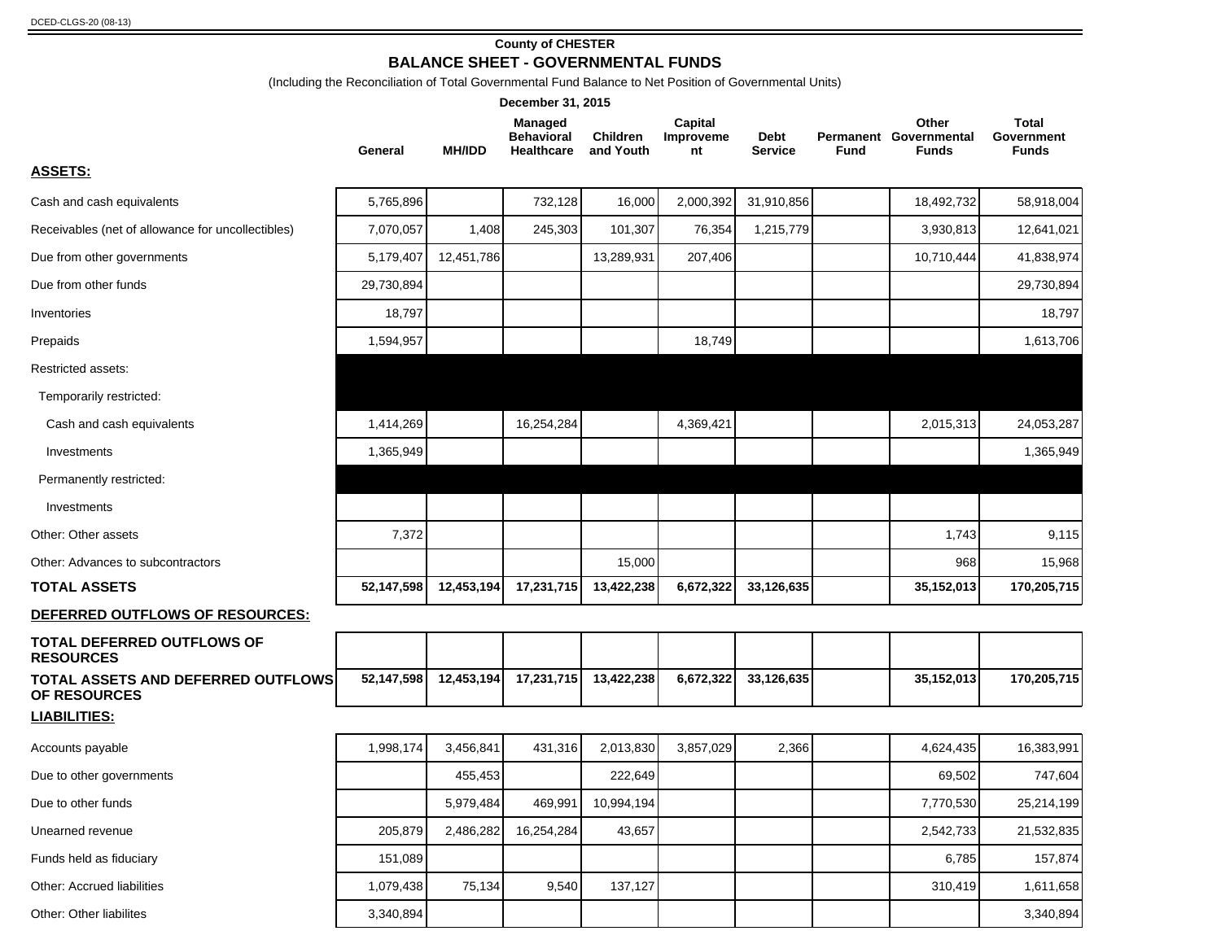DCED-CLGS-20 (08-13)

**County of CHESTER**

## BALANCE SHEET - GOVERNMENTAL FUNDS

(Including the Reconciliation of Total Governmental Fund Balance to Net Position of Governmental Units)

**December 31, 2015**

| | General | MH/IDD | Managed Behavioral Healthcare | Children and Youth | Capital Improvement | Debt Service | Permanent Fund | Other Governmental Funds | Total Government Funds |
|---|---|---|---|---|---|---|---|---|---|
| **ASSETS:** | | | | | | | | | |
| Cash and cash equivalents | 5,765,896 | | 732,128 | 16,000 | 2,000,392 | 31,910,856 | | 18,492,732 | 58,918,004 |
| Receivables (net of allowance for uncollectibles) | 7,070,057 | 1,408 | 245,303 | 101,307 | 76,354 | 1,215,779 | | 3,930,813 | 12,641,021 |
| Due from other governments | 5,179,407 | 12,451,786 | | 13,289,931 | 207,406 | | | 10,710,444 | 41,838,974 |
| Due from other funds | 29,730,894 | | | | | | | | 29,730,894 |
| Inventories | 18,797 | | | | | | | | 18,797 |
| Prepaids | 1,594,957 | | | | 18,749 | | | | 1,613,706 |
| Restricted assets: | | | | | | | | | |
| Temporarily restricted: | | | | | | | | | |
| Cash and cash equivalents | 1,414,269 | | 16,254,284 | | 4,369,421 | | | 2,015,313 | 24,053,287 |
| Investments | 1,365,949 | | | | | | | | 1,365,949 |
| Permanently restricted: | | | | | | | | | |
| Investments | | | | | | | | | |
| Other: Other assets | 7,372 | | | | | | | 1,743 | 9,115 |
| Other: Advances to subcontractors | | | | 15,000 | | | | 968 | 15,968 |
| **TOTAL ASSETS** | **52,147,598** | **12,453,194** | **17,231,715** | **13,422,238** | **6,672,322** | **33,126,635** | | **35,152,013** | **170,205,715** |
| **DEFERRED OUTFLOWS OF RESOURCES:** | | | | | | | | | |
| **TOTAL DEFERRED OUTFLOWS OF RESOURCES** | | | | | | | | | |
| **TOTAL ASSETS AND DEFERRED OUTFLOWS OF RESOURCES** | **52,147,598** | **12,453,194** | **17,231,715** | **13,422,238** | **6,672,322** | **33,126,635** | | **35,152,013** | **170,205,715** |
| **LIABILITIES:** | | | | | | | | | |
| Accounts payable | 1,998,174 | 3,456,841 | 431,316 | 2,013,830 | 3,857,029 | 2,366 | | 4,624,435 | 16,383,991 |
| Due to other governments | | 455,453 | | 222,649 | | | | 69,502 | 747,604 |
| Due to other funds | | 5,979,484 | 469,991 | 10,994,194 | | | | 7,770,530 | 25,214,199 |
| Unearned revenue | 205,879 | 2,486,282 | 16,254,284 | 43,657 | | | | 2,542,733 | 21,532,835 |
| Funds held as fiduciary | 151,089 | | | | | | | 6,785 | 157,874 |
| Other: Accrued liabilities | 1,079,438 | 75,134 | 9,540 | 137,127 | | | | 310,419 | 1,611,658 |
| Other: Other liabilites | 3,340,894 | | | | | | | | 3,340,894 |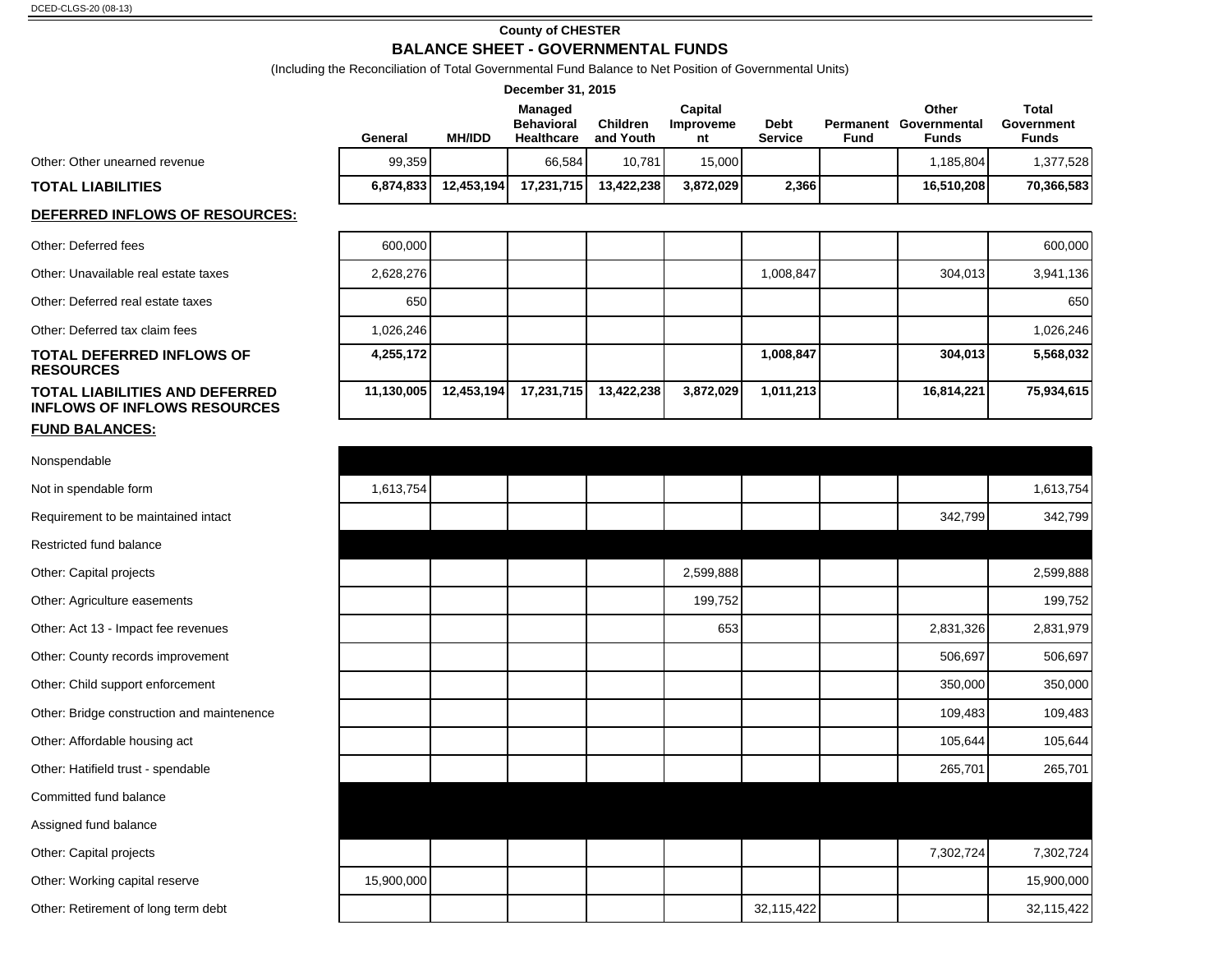DCED-CLGS-20 (08-13)

## County of CHESTER

## BALANCE SHEET - GOVERNMENTAL FUNDS

(Including the Reconciliation of Total Governmental Fund Balance to Net Position of Governmental Units)

**December 31, 2015**

| | General | MH/IDD | Managed Behavioral Healthcare | Children and Youth | Capital Improvement | Debt Service | Permanent Fund | Other Governmental Funds | Total Government Funds |
|---|---|---|---|---|---|---|---|---|---|
| Other: Other unearned revenue | 99,359 | | 66,584 | 10,781 | 15,000 | | | 1,185,804 | 1,377,528 |
| **TOTAL LIABILITIES** | **6,874,833** | **12,453,194** | **17,231,715** | **13,422,238** | **3,872,029** | **2,366** | | **16,510,208** | **70,366,583** |
| **DEFERRED INFLOWS OF RESOURCES:** | | | | | | | | | |
| Other: Deferred fees | 600,000 | | | | | | | | 600,000 |
| Other: Unavailable real estate taxes | 2,628,276 | | | | | 1,008,847 | | 304,013 | 3,941,136 |
| Other: Deferred real estate taxes | 650 | | | | | | | | 650 |
| Other: Deferred tax claim fees | 1,026,246 | | | | | | | | 1,026,246 |
| **TOTAL DEFERRED INFLOWS OF RESOURCES** | **4,255,172** | | | | | **1,008,847** | | **304,013** | **5,568,032** |
| **TOTAL LIABILITIES AND DEFERRED INFLOWS OF INFLOWS RESOURCES** | **11,130,005** | **12,453,194** | **17,231,715** | **13,422,238** | **3,872,029** | **1,011,213** | | **16,814,221** | **75,934,615** |
| **FUND BALANCES:** | | | | | | | | | |
| Nonspendable | | | | | | | | | |
| Not in spendable form | 1,613,754 | | | | | | | | 1,613,754 |
| Requirement to be maintained intact | | | | | | | | 342,799 | 342,799 |
| Restricted fund balance | | | | | | | | | |
| Other: Capital projects | | | | | 2,599,888 | | | | 2,599,888 |
| Other: Agriculture easements | | | | | 199,752 | | | | 199,752 |
| Other: Act 13 - Impact fee revenues | | | | | 653 | | | 2,831,326 | 2,831,979 |
| Other: County records improvement | | | | | | | | 506,697 | 506,697 |
| Other: Child support enforcement | | | | | | | | 350,000 | 350,000 |
| Other: Bridge construction and maintenence | | | | | | | | 109,483 | 109,483 |
| Other: Affordable housing act | | | | | | | | 105,644 | 105,644 |
| Other: Hatifield trust - spendable | | | | | | | | 265,701 | 265,701 |
| Committed fund balance | | | | | | | | | |
| Assigned fund balance | | | | | | | | | |
| Other: Capital projects | | | | | | | | 7,302,724 | 7,302,724 |
| Other: Working capital reserve | 15,900,000 | | | | | | | | 15,900,000 |
| Other: Retirement of long term debt | | | | | | 32,115,422 | | | 32,115,422 |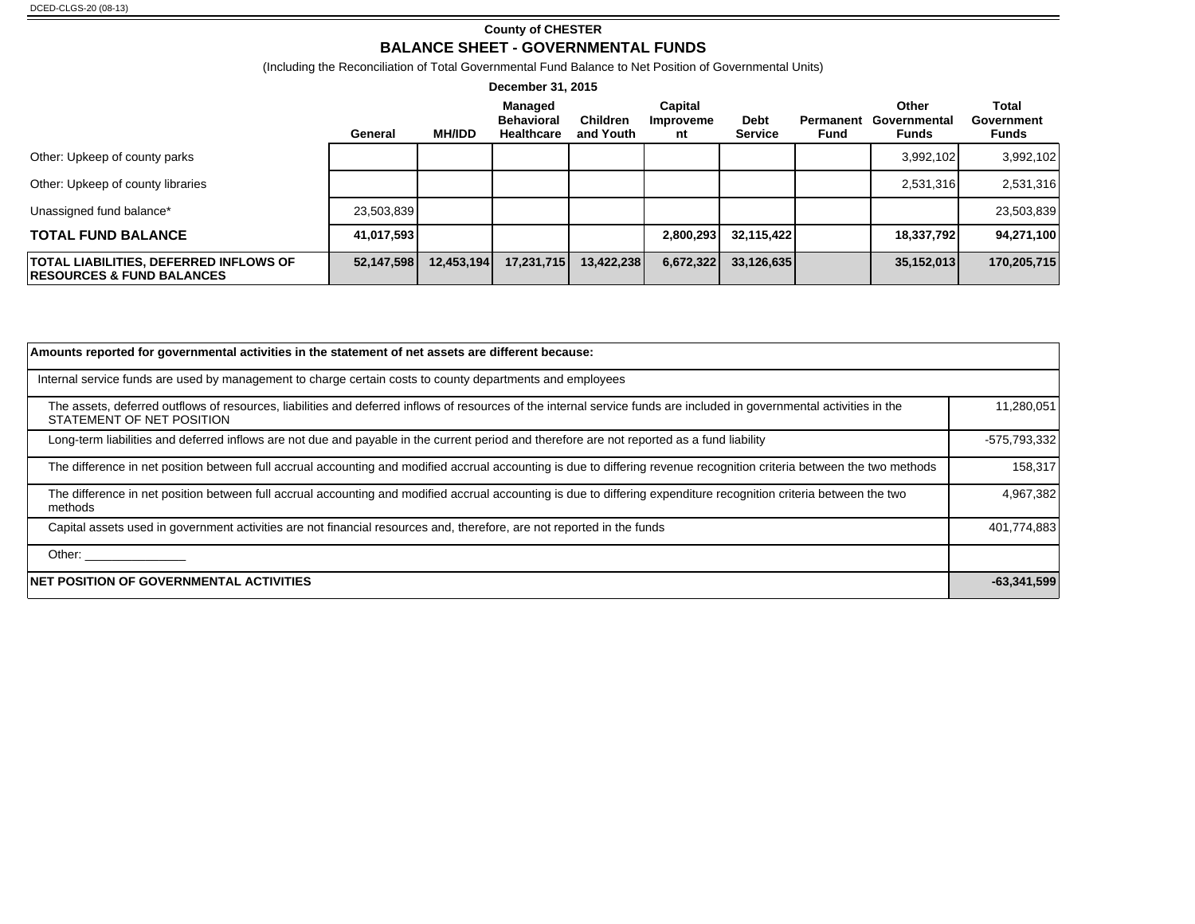DCED-CLGS-20 (08-13)

# County of CHESTER

## BALANCE SHEET - GOVERNMENTAL FUNDS

(Including the Reconciliation of Total Governmental Fund Balance to Net Position of Governmental Units)

**December 31, 2015**

| | General | MH/IDD | Managed Behavioral Healthcare | Children and Youth | Capital Improvement | Debt Service | Permanent Fund | Other Governmental Funds | Total Government Funds |
|---|---|---|---|---|---|---|---|---|---|
| Other: Upkeep of county parks | | | | | | | | 3,992,102 | 3,992,102 |
| Other: Upkeep of county libraries | | | | | | | | 2,531,316 | 2,531,316 |
| Unassigned fund balance* | 23,503,839 | | | | | | | | 23,503,839 |
| **TOTAL FUND BALANCE** | **41,017,593** | | | | **2,800,293** | **32,115,422** | | **18,337,792** | **94,271,100** |
| **TOTAL LIABILITIES, DEFERRED INFLOWS OF RESOURCES & FUND BALANCES** | **52,147,598** | **12,453,194** | **17,231,715** | **13,422,238** | **6,672,322** | **33,126,635** | | **35,152,013** | **170,205,715** |

| **Amounts reported for governmental activities in the statement of net assets are different because:** | |
|---|---|
| Internal service funds are used by management to charge certain costs to county departments and employees | |
| The assets, deferred outflows of resources, liabilities and deferred inflows of resources of the internal service funds are included in governmental activities in the STATEMENT OF NET POSITION | 11,280,051 |
| Long-term liabilities and deferred inflows are not due and payable in the current period and therefore are not reported as a fund liability | -575,793,332 |
| The difference in net position between full accrual accounting and modified accrual accounting is due to differing revenue recognition criteria between the two methods | 158,317 |
| The difference in net position between full accrual accounting and modified accrual accounting is due to differing expenditure recognition criteria between the two methods | 4,967,382 |
| Capital assets used in government activities are not financial resources and, therefore, are not reported in the funds | 401,774,883 |
| Other: _______________ | |
| **NET POSITION OF GOVERNMENTAL ACTIVITIES** | **-63,341,599** |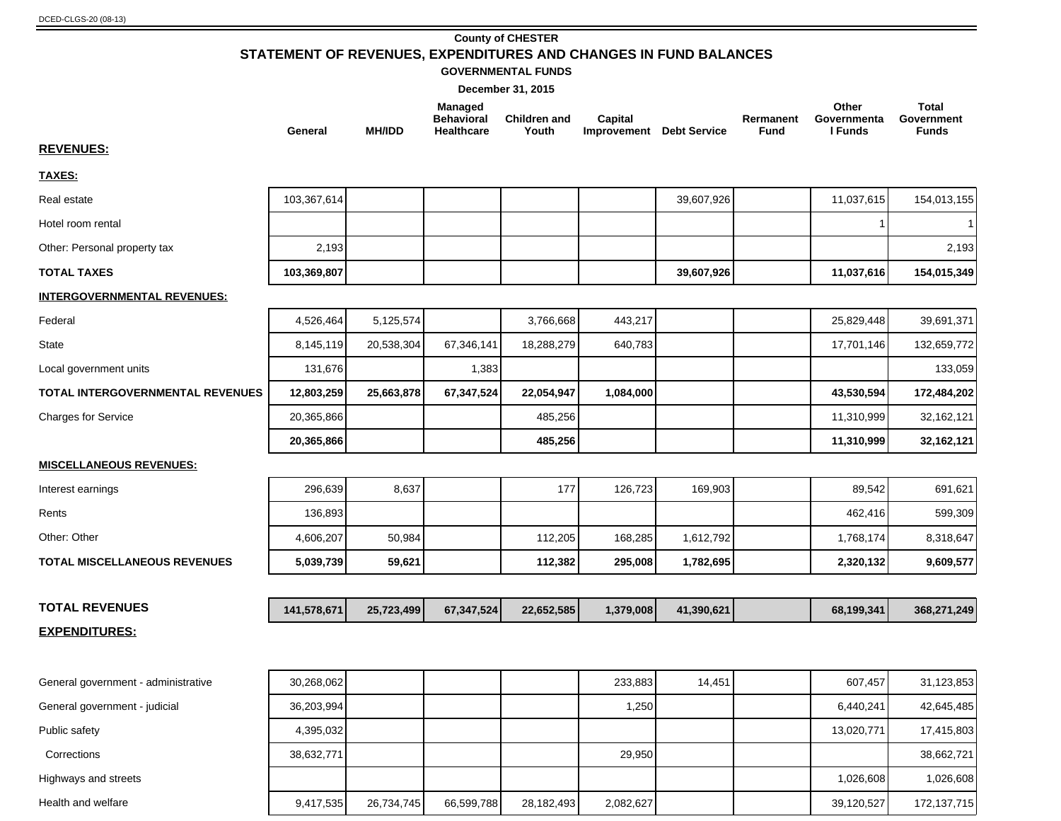DCED-CLGS-20 (08-13)

**County of CHESTER**

## STATEMENT OF REVENUES, EXPENDITURES AND CHANGES IN FUND BALANCES

**GOVERNMENTAL FUNDS**

**December 31, 2015**

| | General | MH/IDD | Managed Behavioral Healthcare | Children and Youth | Capital Improvement | Debt Service | Rermanent Fund | Other Governmental Funds | Total Government Funds |
|---|---|---|---|---|---|---|---|---|---|
| **REVENUES:** | | | | | | | | | |
| **TAXES:** | | | | | | | | | |
| Real estate | 103,367,614 | | | | | 39,607,926 | | 11,037,615 | 154,013,155 |
| Hotel room rental | | | | | | | | 1 | 1 |
| Other: Personal property tax | 2,193 | | | | | | | | 2,193 |
| **TOTAL TAXES** | **103,369,807** | | | | | **39,607,926** | | **11,037,616** | **154,015,349** |
| **INTERGOVERNMENTAL REVENUES:** | | | | | | | | | |
| Federal | 4,526,464 | 5,125,574 | | 3,766,668 | 443,217 | | | 25,829,448 | 39,691,371 |
| State | 8,145,119 | 20,538,304 | 67,346,141 | 18,288,279 | 640,783 | | | 17,701,146 | 132,659,772 |
| Local government units | 131,676 | | 1,383 | | | | | | 133,059 |
| **TOTAL INTERGOVERNMENTAL REVENUES** | **12,803,259** | **25,663,878** | **67,347,524** | **22,054,947** | **1,084,000** | | | **43,530,594** | **172,484,202** |
| Charges for Service | 20,365,866 | | | 485,256 | | | | 11,310,999 | 32,162,121 |
| | **20,365,866** | | | **485,256** | | | | **11,310,999** | **32,162,121** |
| **MISCELLANEOUS REVENUES:** | | | | | | | | | |
| Interest earnings | 296,639 | 8,637 | | 177 | 126,723 | 169,903 | | 89,542 | 691,621 |
| Rents | 136,893 | | | | | | | 462,416 | 599,309 |
| Other: Other | 4,606,207 | 50,984 | | 112,205 | 168,285 | 1,612,792 | | 1,768,174 | 8,318,647 |
| **TOTAL MISCELLANEOUS REVENUES** | **5,039,739** | **59,621** | | **112,382** | **295,008** | **1,782,695** | | **2,320,132** | **9,609,577** |
| **TOTAL REVENUES** | **141,578,671** | **25,723,499** | **67,347,524** | **22,652,585** | **1,379,008** | **41,390,621** | | **68,199,341** | **368,271,249** |
| **EXPENDITURES:** | | | | | | | | | |
| General government - administrative | 30,268,062 | | | | 233,883 | 14,451 | | 607,457 | 31,123,853 |
| General government - judicial | 36,203,994 | | | | 1,250 | | | 6,440,241 | 42,645,485 |
| Public safety | 4,395,032 | | | | | | | 13,020,771 | 17,415,803 |
| Corrections | 38,632,771 | | | | 29,950 | | | | 38,662,721 |
| Highways and streets | | | | | | | | 1,026,608 | 1,026,608 |
| Health and welfare | 9,417,535 | 26,734,745 | 66,599,788 | 28,182,493 | 2,082,627 | | | 39,120,527 | 172,137,715 |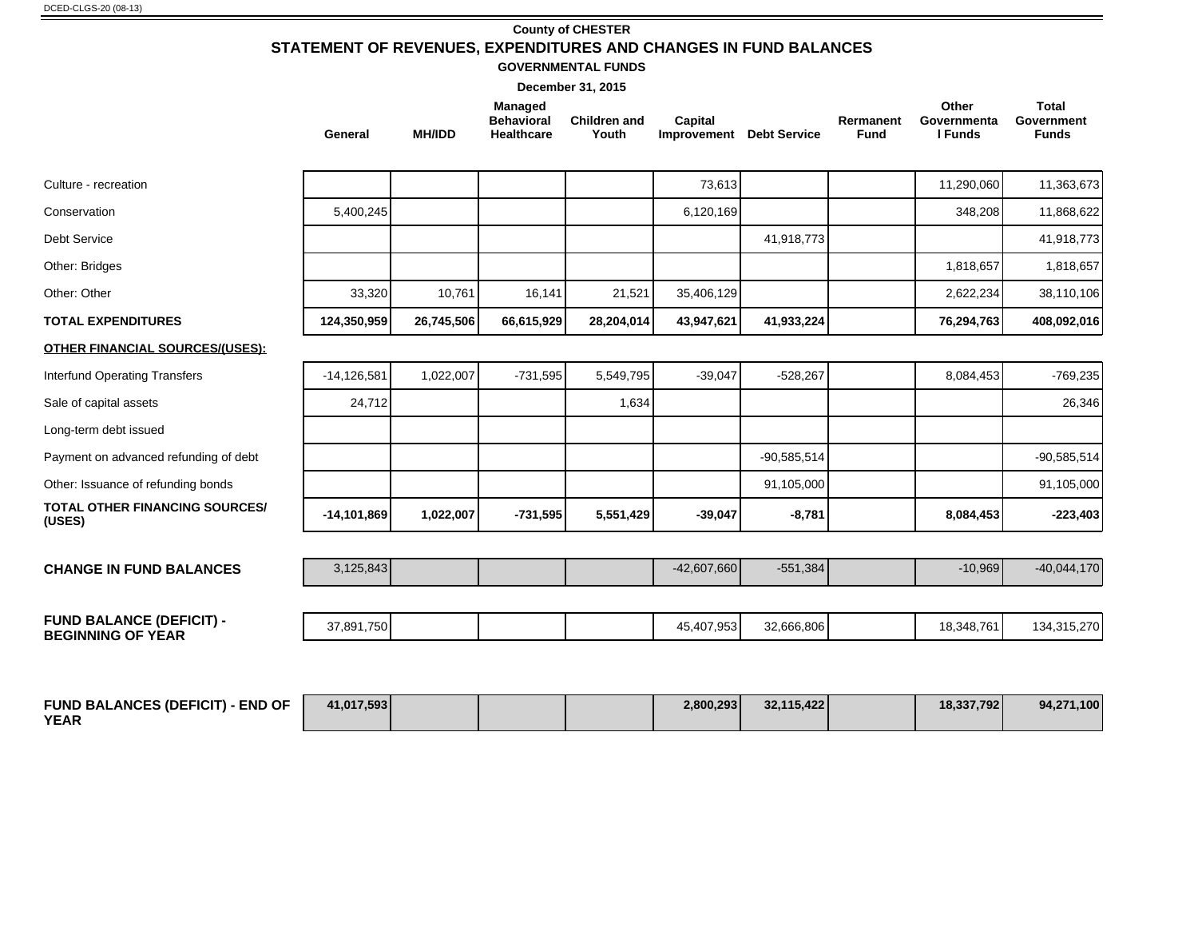DCED-CLGS-20 (08-13)

**County of CHESTER**

# STATEMENT OF REVENUES, EXPENDITURES AND CHANGES IN FUND BALANCES

**GOVERNMENTAL FUNDS**

**December 31, 2015**

| | General | MH/IDD | Managed Behavioral Healthcare | Children and Youth | Capital Improvement | Debt Service | Rermanent Fund | Other Governmental Funds | Total Government Funds |
|---|---|---|---|---|---|---|---|---|---|
| Culture - recreation | | | | | 73,613 | | | 11,290,060 | 11,363,673 |
| Conservation | 5,400,245 | | | | 6,120,169 | | | 348,208 | 11,868,622 |
| Debt Service | | | | | | 41,918,773 | | | 41,918,773 |
| Other: Bridges | | | | | | | | 1,818,657 | 1,818,657 |
| Other: Other | 33,320 | 10,761 | 16,141 | 21,521 | 35,406,129 | | | 2,622,234 | 38,110,106 |
| **TOTAL EXPENDITURES** | **124,350,959** | **26,745,506** | **66,615,929** | **28,204,014** | **43,947,621** | **41,933,224** | | **76,294,763** | **408,092,016** |
| **OTHER FINANCIAL SOURCES/(USES):** | | | | | | | | | |
| Interfund Operating Transfers | -14,126,581 | 1,022,007 | -731,595 | 5,549,795 | -39,047 | -528,267 | | 8,084,453 | -769,235 |
| Sale of capital assets | 24,712 | | | 1,634 | | | | | 26,346 |
| Long-term debt issued | | | | | | | | | |
| Payment on advanced refunding of debt | | | | | | -90,585,514 | | | -90,585,514 |
| Other: Issuance of refunding bonds | | | | | | 91,105,000 | | | 91,105,000 |
| **TOTAL OTHER FINANCING SOURCES/ (USES)** | **-14,101,869** | **1,022,007** | **-731,595** | **5,551,429** | **-39,047** | **-8,781** | | **8,084,453** | **-223,403** |
| **CHANGE IN FUND BALANCES** | 3,125,843 | | | | -42,607,660 | -551,384 | | -10,969 | -40,044,170 |
| **FUND BALANCE (DEFICIT) - BEGINNING OF YEAR** | 37,891,750 | | | | 45,407,953 | 32,666,806 | | 18,348,761 | 134,315,270 |
| **FUND BALANCES (DEFICIT) - END OF YEAR** | **41,017,593** | | | | **2,800,293** | **32,115,422** | | **18,337,792** | **94,271,100** |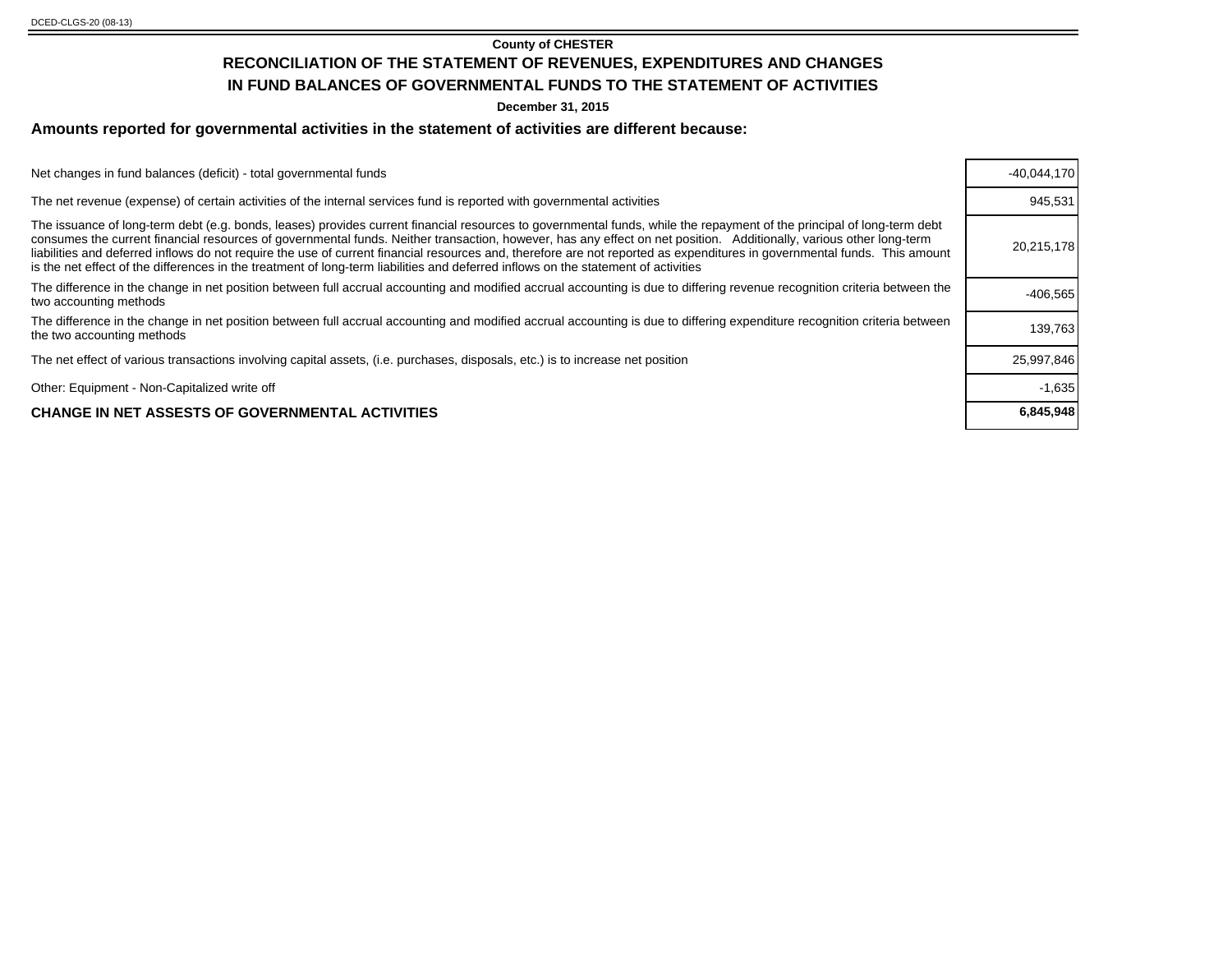DCED-CLGS-20 (08-13)

**County of CHESTER**

## RECONCILIATION OF THE STATEMENT OF REVENUES, EXPENDITURES AND CHANGES IN FUND BALANCES OF GOVERNMENTAL FUNDS TO THE STATEMENT OF ACTIVITIES

**December 31, 2015**

### Amounts reported for governmental activities in the statement of activities are different because:

| | |
|---|---|
| Net changes in fund balances (deficit) - total governmental funds | -40,044,170 |
| The net revenue (expense) of certain activities of the internal services fund is reported with governmental activities | 945,531 |
| The issuance of long-term debt (e.g. bonds, leases) provides current financial resources to governmental funds, while the repayment of the principal of long-term debt consumes the current financial resources of governmental funds. Neither transaction, however, has any effect on net position. Additionally, various other long-term liabilities and deferred inflows do not require the use of current financial resources and, therefore are not reported as expenditures in governmental funds. This amount is the net effect of the differences in the treatment of long-term liabilities and deferred inflows on the statement of activities | 20,215,178 |
| The difference in the change in net position between full accrual accounting and modified accrual accounting is due to differing revenue recognition criteria between the two accounting methods | -406,565 |
| The difference in the change in net position between full accrual accounting and modified accrual accounting is due to differing expenditure recognition criteria between the two accounting methods | 139,763 |
| The net effect of various transactions involving capital assets, (i.e. purchases, disposals, etc.) is to increase net position | 25,997,846 |
| Other: Equipment - Non-Capitalized write off | -1,635 |
| **CHANGE IN NET ASSESTS OF GOVERNMENTAL ACTIVITIES** | **6,845,948** |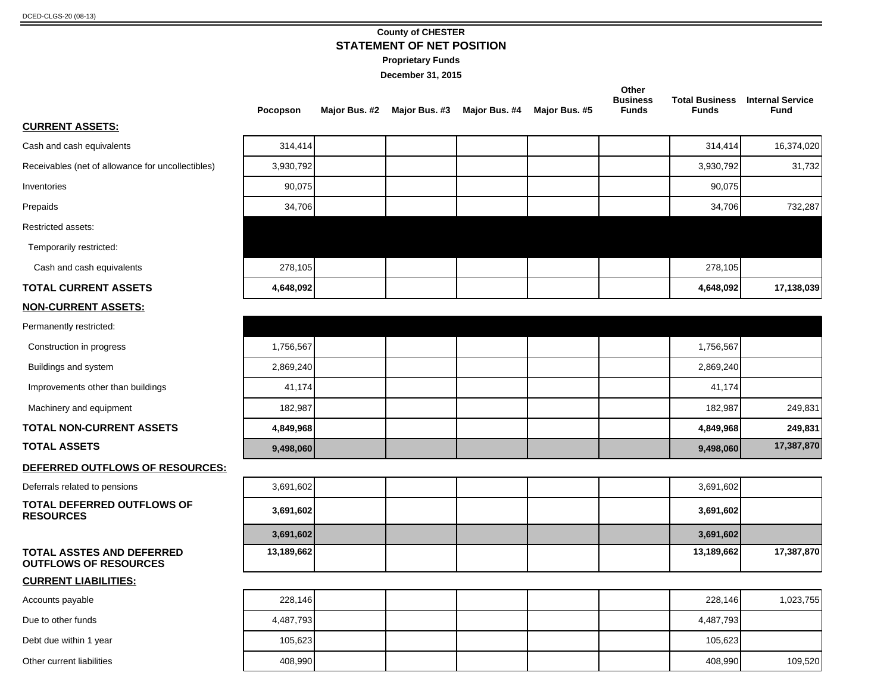**County of CHESTER**

## STATEMENT OF NET POSITION

**Proprietary Funds**

**December 31, 2015**

| | Pocopson | Major Bus. #2 | Major Bus. #3 | Major Bus. #4 | Major Bus. #5 | Other Business Funds | Total Business Funds | Internal Service Fund |
|---|---|---|---|---|---|---|---|---|
| **CURRENT ASSETS:** | | | | | | | | |
| Cash and cash equivalents | 314,414 | | | | | | 314,414 | 16,374,020 |
| Receivables (net of allowance for uncollectibles) | 3,930,792 | | | | | | 3,930,792 | 31,732 |
| Inventories | 90,075 | | | | | | 90,075 | |
| Prepaids | 34,706 | | | | | | 34,706 | 732,287 |
| Restricted assets: | | | | | | | | |
| Temporarily restricted: | | | | | | | | |
| Cash and cash equivalents | 278,105 | | | | | | 278,105 | |
| **TOTAL CURRENT ASSETS** | **4,648,092** | | | | | | **4,648,092** | **17,138,039** |
| **NON-CURRENT ASSETS:** | | | | | | | | |
| Permanently restricted: | | | | | | | | |
| Construction in progress | 1,756,567 | | | | | | 1,756,567 | |
| Buildings and system | 2,869,240 | | | | | | 2,869,240 | |
| Improvements other than buildings | 41,174 | | | | | | 41,174 | |
| Machinery and equipment | 182,987 | | | | | | 182,987 | 249,831 |
| **TOTAL NON-CURRENT ASSETS** | **4,849,968** | | | | | | **4,849,968** | **249,831** |
| **TOTAL ASSETS** | **9,498,060** | | | | | | **9,498,060** | **17,387,870** |
| **DEFERRED OUTFLOWS OF RESOURCES:** | | | | | | | | |
| Deferrals related to pensions | 3,691,602 | | | | | | 3,691,602 | |
| **TOTAL DEFERRED OUTFLOWS OF RESOURCES** | **3,691,602** | | | | | | **3,691,602** | |
| | **3,691,602** | | | | | | **3,691,602** | |
| **TOTAL ASSTES AND DEFERRED OUTFLOWS OF RESOURCES** | **13,189,662** | | | | | | **13,189,662** | **17,387,870** |
| **CURRENT LIABILITIES:** | | | | | | | | |
| Accounts payable | 228,146 | | | | | | 228,146 | 1,023,755 |
| Due to other funds | 4,487,793 | | | | | | 4,487,793 | |
| Debt due within 1 year | 105,623 | | | | | | 105,623 | |
| Other current liabilities | 408,990 | | | | | | 408,990 | 109,520 |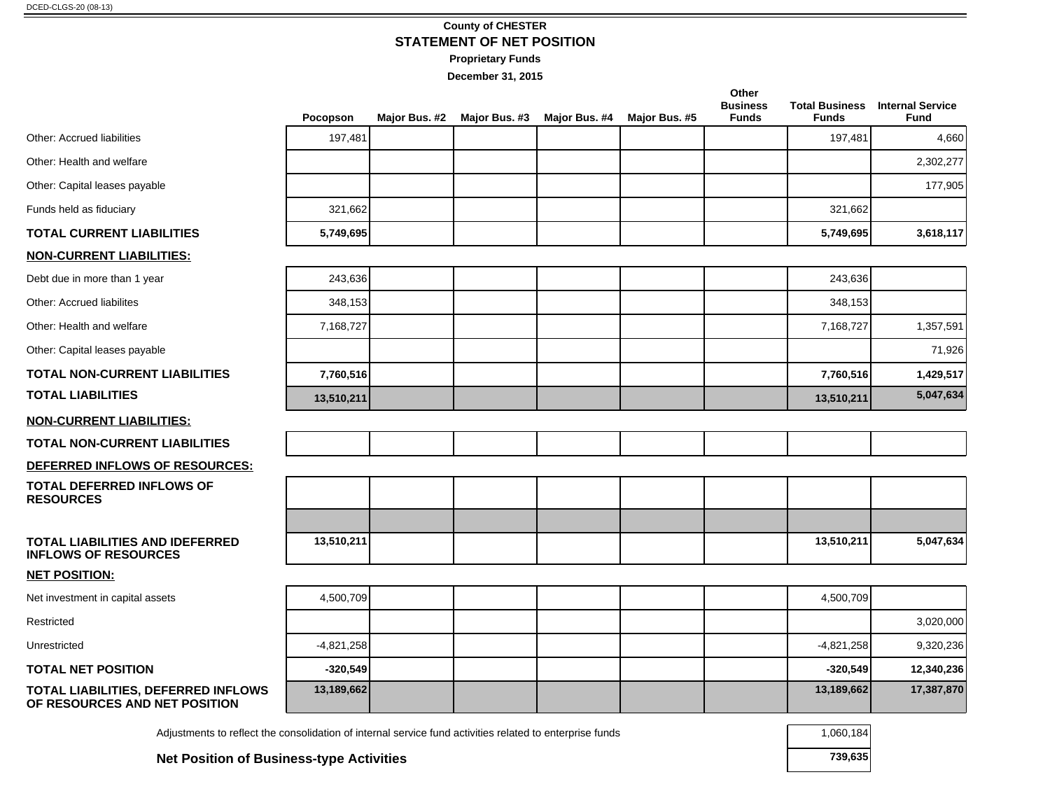DCED-CLGS-20 (08-13)

**County of CHESTER**

## STATEMENT OF NET POSITION

**Proprietary Funds**

**December 31, 2015**

| | Pocopson | Major Bus. #2 | Major Bus. #3 | Major Bus. #4 | Major Bus. #5 | Other Business Funds | Total Business Funds | Internal Service Fund |
|---|---|---|---|---|---|---|---|---|
| Other: Accrued liabilities | 197,481 | | | | | | 197,481 | 4,660 |
| Other: Health and welfare | | | | | | | | 2,302,277 |
| Other: Capital leases payable | | | | | | | | 177,905 |
| Funds held as fiduciary | 321,662 | | | | | | 321,662 | |
| **TOTAL CURRENT LIABILITIES** | **5,749,695** | | | | | | **5,749,695** | **3,618,117** |
| **NON-CURRENT LIABILITIES:** | | | | | | | | |
| Debt due in more than 1 year | 243,636 | | | | | | 243,636 | |
| Other: Accrued liabilites | 348,153 | | | | | | 348,153 | |
| Other: Health and welfare | 7,168,727 | | | | | | 7,168,727 | 1,357,591 |
| Other: Capital leases payable | | | | | | | | 71,926 |
| **TOTAL NON-CURRENT LIABILITIES** | **7,760,516** | | | | | | **7,760,516** | **1,429,517** |
| **TOTAL LIABILITIES** | **13,510,211** | | | | | | **13,510,211** | **5,047,634** |
| **NON-CURRENT LIABILITIES:** | | | | | | | | |
| **TOTAL NON-CURRENT LIABILITIES** | | | | | | | | |
| **DEFERRED INFLOWS OF RESOURCES:** | | | | | | | | |
| **TOTAL DEFERRED INFLOWS OF RESOURCES** | | | | | | | | |
| **TOTAL LIABILITIES AND IDEFERRED INFLOWS OF RESOURCES** | **13,510,211** | | | | | | **13,510,211** | **5,047,634** |
| **NET POSITION:** | | | | | | | | |
| Net investment in capital assets | 4,500,709 | | | | | | 4,500,709 | |
| Restricted | | | | | | | | 3,020,000 |
| Unrestricted | -4,821,258 | | | | | | -4,821,258 | 9,320,236 |
| **TOTAL NET POSITION** | **-320,549** | | | | | | **-320,549** | **12,340,236** |
| **TOTAL LIABILITIES, DEFERRED INFLOWS OF RESOURCES AND NET POSITION** | **13,189,662** | | | | | | **13,189,662** | **17,387,870** |

| | Total Business Funds |
|---|---|
| Adjustments to reflect the consolidation of internal service fund activities related to enterprise funds | 1,060,184 |
| **Net Position of Business-type Activities** | **739,635** |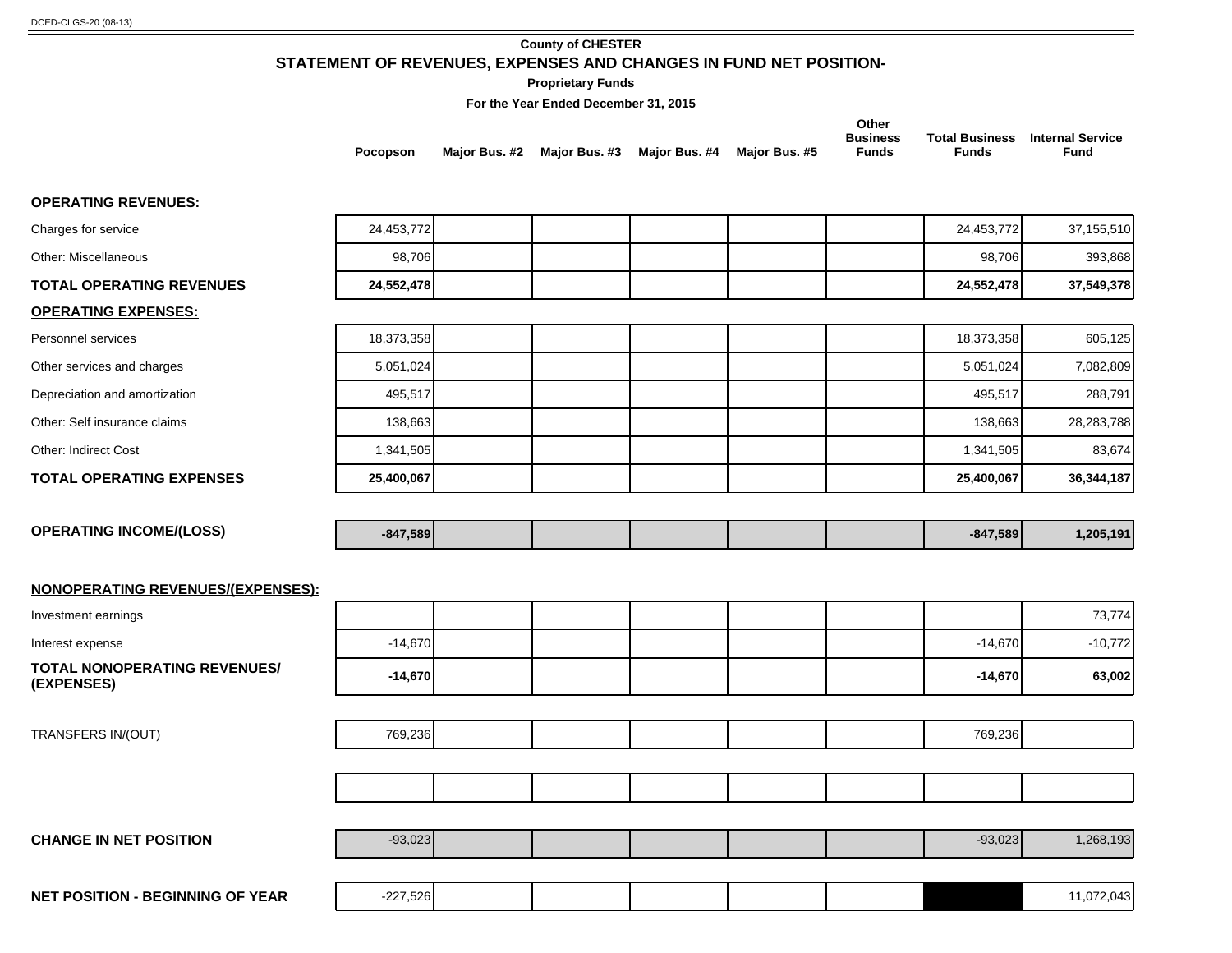DCED-CLGS-20 (08-13)

# County of CHESTER

## STATEMENT OF REVENUES, EXPENSES AND CHANGES IN FUND NET POSITION-

### Proprietary Funds

**For the Year Ended December 31, 2015**

| | Pocopson | Major Bus. #2 | Major Bus. #3 | Major Bus. #4 | Major Bus. #5 | Other Business Funds | Total Business Funds | Internal Service Fund |
|---|---|---|---|---|---|---|---|---|
| **OPERATING REVENUES:** | | | | | | | | |
| Charges for service | 24,453,772 | | | | | | 24,453,772 | 37,155,510 |
| Other: Miscellaneous | 98,706 | | | | | | 98,706 | 393,868 |
| **TOTAL OPERATING REVENUES** | **24,552,478** | | | | | | **24,552,478** | **37,549,378** |
| **OPERATING EXPENSES:** | | | | | | | | |
| Personnel services | 18,373,358 | | | | | | 18,373,358 | 605,125 |
| Other services and charges | 5,051,024 | | | | | | 5,051,024 | 7,082,809 |
| Depreciation and amortization | 495,517 | | | | | | 495,517 | 288,791 |
| Other: Self insurance claims | 138,663 | | | | | | 138,663 | 28,283,788 |
| Other: Indirect Cost | 1,341,505 | | | | | | 1,341,505 | 83,674 |
| **TOTAL OPERATING EXPENSES** | **25,400,067** | | | | | | **25,400,067** | **36,344,187** |
| **OPERATING INCOME/(LOSS)** | **-847,589** | | | | | | **-847,589** | **1,205,191** |
| **NONOPERATING REVENUES/(EXPENSES):** | | | | | | | | |
| Investment earnings | | | | | | | | 73,774 |
| Interest expense | -14,670 | | | | | | -14,670 | -10,772 |
| **TOTAL NONOPERATING REVENUES/ (EXPENSES)** | **-14,670** | | | | | | **-14,670** | **63,002** |
| TRANSFERS IN/(OUT) | 769,236 | | | | | | 769,236 | |
| | | | | | | | | |
| **CHANGE IN NET POSITION** | -93,023 | | | | | | -93,023 | 1,268,193 |
| **NET POSITION - BEGINNING OF YEAR** | -227,526 | | | | | | | 11,072,043 |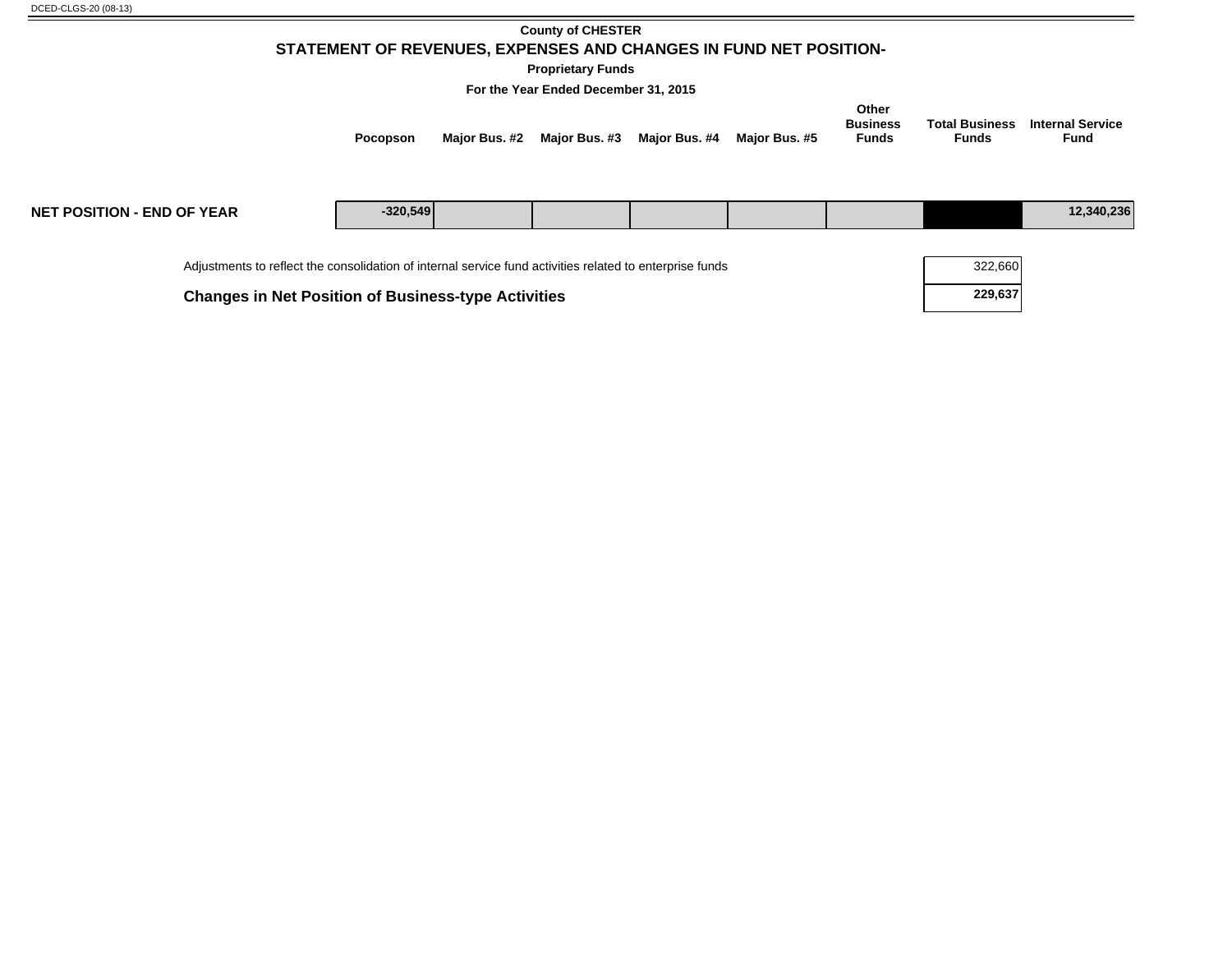DCED-CLGS-20 (08-13)

**County of CHESTER**

## STATEMENT OF REVENUES, EXPENSES AND CHANGES IN FUND NET POSITION-

**Proprietary Funds**

**For the Year Ended December 31, 2015**

| | Pocopson | Major Bus. #2 | Major Bus. #3 | Major Bus. #4 | Major Bus. #5 | Other Business Funds | Total Business Funds | Internal Service Fund |
|---|---|---|---|---|---|---|---|---|
| **NET POSITION - END OF YEAR** | -320,549 | | | | | | | 12,340,236 |

| | |
|---|---|
| Adjustments to reflect the consolidation of internal service fund activities related to enterprise funds | 322,660 |
| **Changes in Net Position of Business-type Activities** | **229,637** |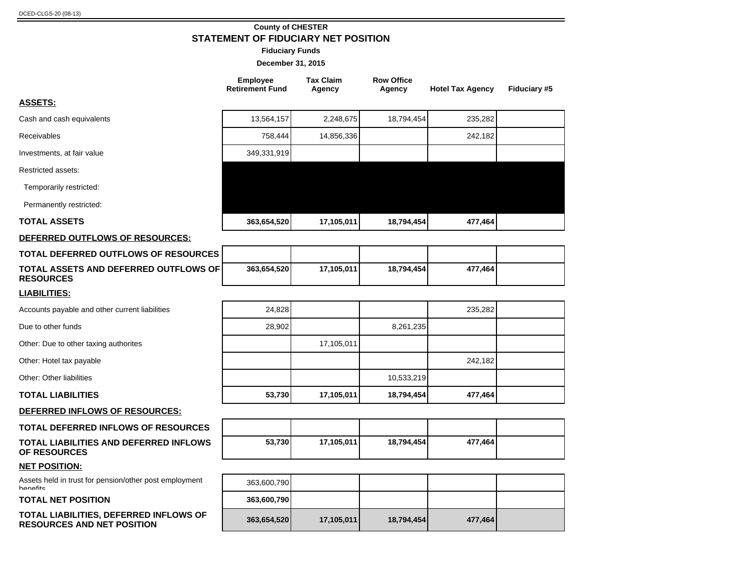DCED-CLGS-20 (08-13)

**County of CHESTER**

## STATEMENT OF FIDUCIARY NET POSITION

**Fiduciary Funds**

**December 31, 2015**

| | Employee Retirement Fund | Tax Claim Agency | Row Office Agency | Hotel Tax Agency | Fiduciary #5 |
|---|---|---|---|---|---|
| **ASSETS:** | | | | | |
| Cash and cash equivalents | 13,564,157 | 2,248,675 | 18,794,454 | 235,282 | |
| Receivables | 758,444 | 14,856,336 | | 242,182 | |
| Investments, at fair value | 349,331,919 | | | | |
| Restricted assets: | | | | | |
| Temporarily restricted: | | | | | |
| Permanently restricted: | | | | | |
| **TOTAL ASSETS** | **363,654,520** | **17,105,011** | **18,794,454** | **477,464** | |
| **DEFERRED OUTFLOWS OF RESOURCES:** | | | | | |
| **TOTAL DEFERRED OUTFLOWS OF RESOURCES** | | | | | |
| **TOTAL ASSETS AND DEFERRED OUTFLOWS OF RESOURCES** | **363,654,520** | **17,105,011** | **18,794,454** | **477,464** | |
| **LIABILITIES:** | | | | | |
| Accounts payable and other current liabilities | 24,828 | | | 235,282 | |
| Due to other funds | 28,902 | | 8,261,235 | | |
| Other: Due to other taxing authorites | | 17,105,011 | | | |
| Other: Hotel tax payable | | | | 242,182 | |
| Other: Other liabilities | | | 10,533,219 | | |
| **TOTAL LIABILITIES** | **53,730** | **17,105,011** | **18,794,454** | **477,464** | |
| **DEFERRED INFLOWS OF RESOURCES:** | | | | | |
| **TOTAL DEFERRED INFLOWS OF RESOURCES** | | | | | |
| **TOTAL LIABILITIES AND DEFERRED INFLOWS OF RESOURCES** | **53,730** | **17,105,011** | **18,794,454** | **477,464** | |
| **NET POSITION:** | | | | | |
| Assets held in trust for pension/other post employment benefits | 363,600,790 | | | | |
| **TOTAL NET POSITION** | **363,600,790** | | | | |
| **TOTAL LIABILITIES, DEFERRED INFLOWS OF RESOURCES AND NET POSITION** | **363,654,520** | **17,105,011** | **18,794,454** | **477,464** | |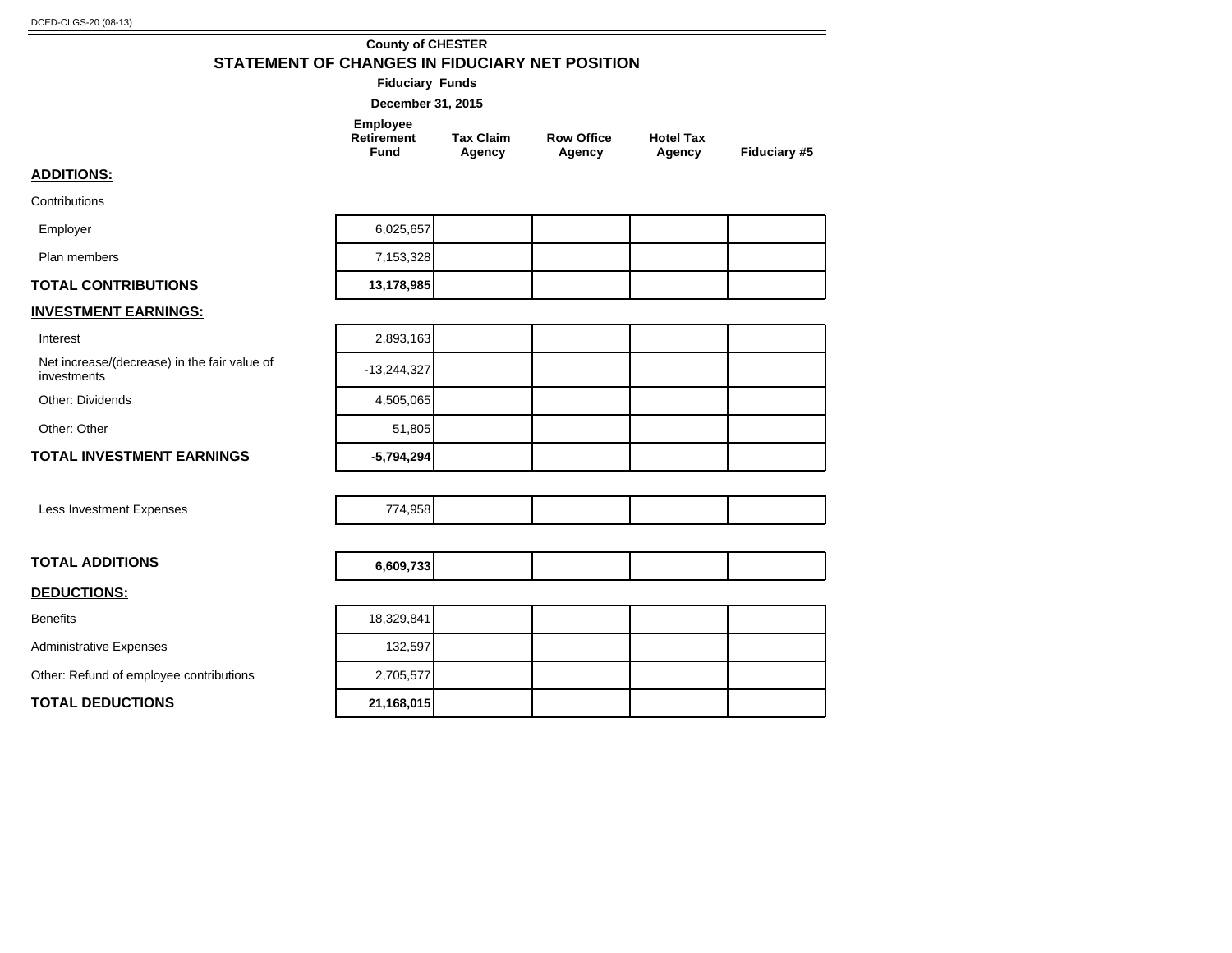DCED-CLGS-20 (08-13)

**County of CHESTER**

## STATEMENT OF CHANGES IN FIDUCIARY NET POSITION

**Fiduciary Funds**

**December 31, 2015**

| | Employee Retirement Fund | Tax Claim Agency | Row Office Agency | Hotel Tax Agency | Fiduciary #5 |
|---|---|---|---|---|---|
| **ADDITIONS:** | | | | | |
| Contributions | | | | | |
| Employer | 6,025,657 | | | | |
| Plan members | 7,153,328 | | | | |
| **TOTAL CONTRIBUTIONS** | **13,178,985** | | | | |
| **INVESTMENT EARNINGS:** | | | | | |
| Interest | 2,893,163 | | | | |
| Net increase/(decrease) in the fair value of investments | -13,244,327 | | | | |
| Other: Dividends | 4,505,065 | | | | |
| Other: Other | 51,805 | | | | |
| **TOTAL INVESTMENT EARNINGS** | **-5,794,294** | | | | |
| Less Investment Expenses | 774,958 | | | | |
| **TOTAL ADDITIONS** | **6,609,733** | | | | |
| **DEDUCTIONS:** | | | | | |
| Benefits | 18,329,841 | | | | |
| Administrative Expenses | 132,597 | | | | |
| Other: Refund of employee contributions | 2,705,577 | | | | |
| **TOTAL DEDUCTIONS** | **21,168,015** | | | | |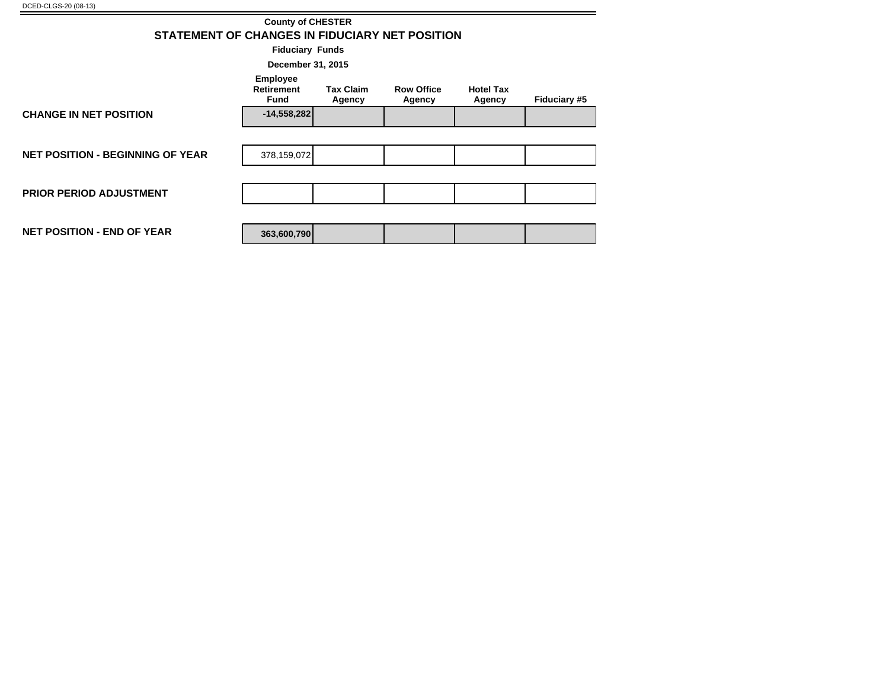DCED-CLGS-20 (08-13)

**County of CHESTER**

## STATEMENT OF CHANGES IN FIDUCIARY NET POSITION

**Fiduciary Funds**

**December 31, 2015**

| | Employee Retirement Fund | Tax Claim Agency | Row Office Agency | Hotel Tax Agency | Fiduciary #5 |
|---|---|---|---|---|---|
| **CHANGE IN NET POSITION** | **-14,558,282** | | | | |
| **NET POSITION - BEGINNING OF YEAR** | 378,159,072 | | | | |
| **PRIOR PERIOD ADJUSTMENT** | | | | | |
| **NET POSITION - END OF YEAR** | **363,600,790** | | | | |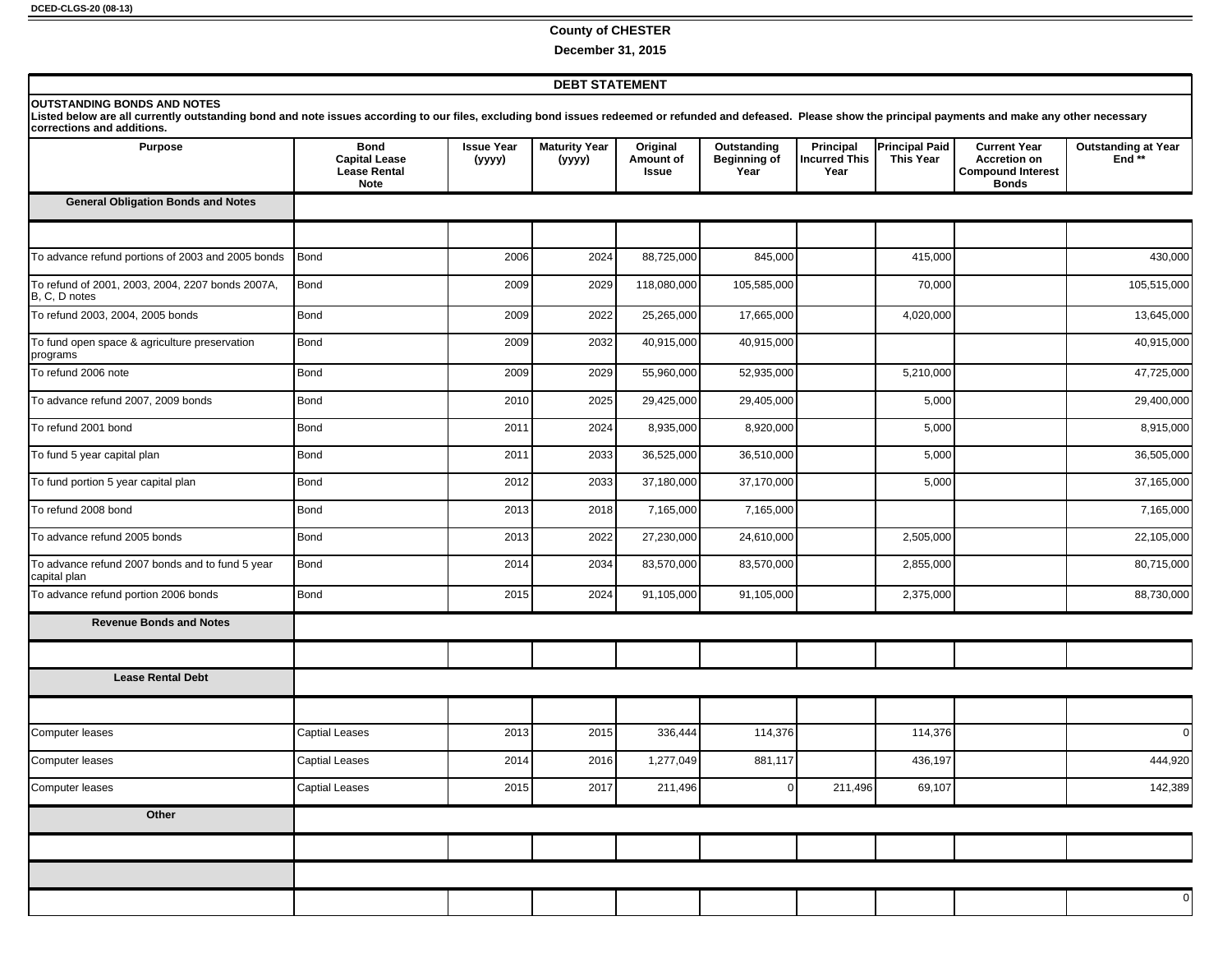DCED-CLGS-20 (08-13)

**County of CHESTER**

**December 31, 2015**

## DEBT STATEMENT

**OUTSTANDING BONDS AND NOTES**
**Listed below are all currently outstanding bond and note issues according to our files, excluding bond issues redeemed or refunded and defeased. Please show the principal payments and make any other necessary corrections and additions.**

| Purpose | Bond Capital Lease Lease Rental Note | Issue Year (yyyy) | Maturity Year (yyyy) | Original Amount of Issue | Outstanding Beginning of Year | Principal Incurred This Year | Principal Paid This Year | Current Year Accretion on Compound Interest Bonds | Outstanding at Year End ** |
|---|---|---|---|---|---|---|---|---|---|
| **General Obligation Bonds and Notes** | | | | | | | | | |
| | | | | | | | | | |
| To advance refund portions of 2003 and 2005 bonds | Bond | 2006 | 2024 | 88,725,000 | 845,000 | | 415,000 | | 430,000 |
| To refund of 2001, 2003, 2004, 2207 bonds 2007A, B, C, D notes | Bond | 2009 | 2029 | 118,080,000 | 105,585,000 | | 70,000 | | 105,515,000 |
| To refund 2003, 2004, 2005 bonds | Bond | 2009 | 2022 | 25,265,000 | 17,665,000 | | 4,020,000 | | 13,645,000 |
| To fund open space & agriculture preservation programs | Bond | 2009 | 2032 | 40,915,000 | 40,915,000 | | | | 40,915,000 |
| To refund 2006 note | Bond | 2009 | 2029 | 55,960,000 | 52,935,000 | | 5,210,000 | | 47,725,000 |
| To advance refund 2007, 2009 bonds | Bond | 2010 | 2025 | 29,425,000 | 29,405,000 | | 5,000 | | 29,400,000 |
| To refund 2001 bond | Bond | 2011 | 2024 | 8,935,000 | 8,920,000 | | 5,000 | | 8,915,000 |
| To fund 5 year capital plan | Bond | 2011 | 2033 | 36,525,000 | 36,510,000 | | 5,000 | | 36,505,000 |
| To fund portion 5 year capital plan | Bond | 2012 | 2033 | 37,180,000 | 37,170,000 | | 5,000 | | 37,165,000 |
| To refund 2008 bond | Bond | 2013 | 2018 | 7,165,000 | 7,165,000 | | | | 7,165,000 |
| To advance refund 2005 bonds | Bond | 2013 | 2022 | 27,230,000 | 24,610,000 | | 2,505,000 | | 22,105,000 |
| To advance refund 2007 bonds and to fund 5 year capital plan | Bond | 2014 | 2034 | 83,570,000 | 83,570,000 | | 2,855,000 | | 80,715,000 |
| To advance refund portion 2006 bonds | Bond | 2015 | 2024 | 91,105,000 | 91,105,000 | | 2,375,000 | | 88,730,000 |
| **Revenue Bonds and Notes** | | | | | | | | | |
| | | | | | | | | | |
| **Lease Rental Debt** | | | | | | | | | |
| | | | | | | | | | |
| Computer leases | Captial Leases | 2013 | 2015 | 336,444 | 114,376 | | 114,376 | | 0 |
| Computer leases | Captial Leases | 2014 | 2016 | 1,277,049 | 881,117 | | 436,197 | | 444,920 |
| Computer leases | Captial Leases | 2015 | 2017 | 211,496 | 0 | 211,496 | 69,107 | | 142,389 |
| **Other** | | | | | | | | | |
| | | | | | | | | | |
| | | | | | | | | | |
| | | | | | | | | | 0 |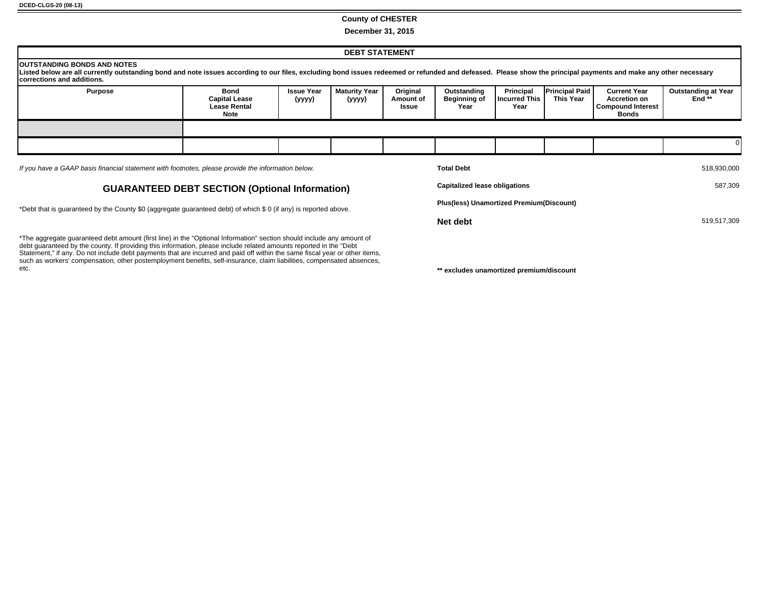DCED-CLGS-20 (08-13)

**County of CHESTER**

**December 31, 2015**

## DEBT STATEMENT

**OUTSTANDING BONDS AND NOTES**
**Listed below are all currently outstanding bond and note issues according to our files, excluding bond issues redeemed or refunded and defeased. Please show the principal payments and make any other necessary corrections and additions.**

| Purpose | Bond Capital Lease Lease Rental Note | Issue Year (yyyy) | Maturity Year (yyyy) | Original Amount of Issue | Outstanding Beginning of Year | Principal Incurred This Year | Principal Paid This Year | Current Year Accretion on Compound Interest Bonds | Outstanding at Year End ** |
|---|---|---|---|---|---|---|---|---|---|
| | | | | | | | | | |
| | | | | | | | | | 0 |

*If you have a GAAP basis financial statement with footnotes, please provide the information below.*

| | |
|---|---|
| **Total Debt** | 518,930,000 |
| **Capitalized lease obligations** | 587,309 |
| **Plus(less) Unamortized Premium(Discount)** | |
| **Net debt** | 519,517,309 |

## GUARANTEED DEBT SECTION (Optional Information)

*Debt that is guaranteed by the County $0 (aggregate guaranteed debt) of which $ 0 (if any) is reported above.

*The aggregate guaranteed debt amount (first line) in the "Optional Information" section should include any amount of debt guaranteed by the county. If providing this information, please include related amounts reported in the "Debt Statement," if any. Do not include debt payments that are incurred and paid off within the same fiscal year or other items, such as workers' compensation, other postemployment benefits, self-insurance, claim liabilities, compensated absences, etc.

**** excludes unamortized premium/discount**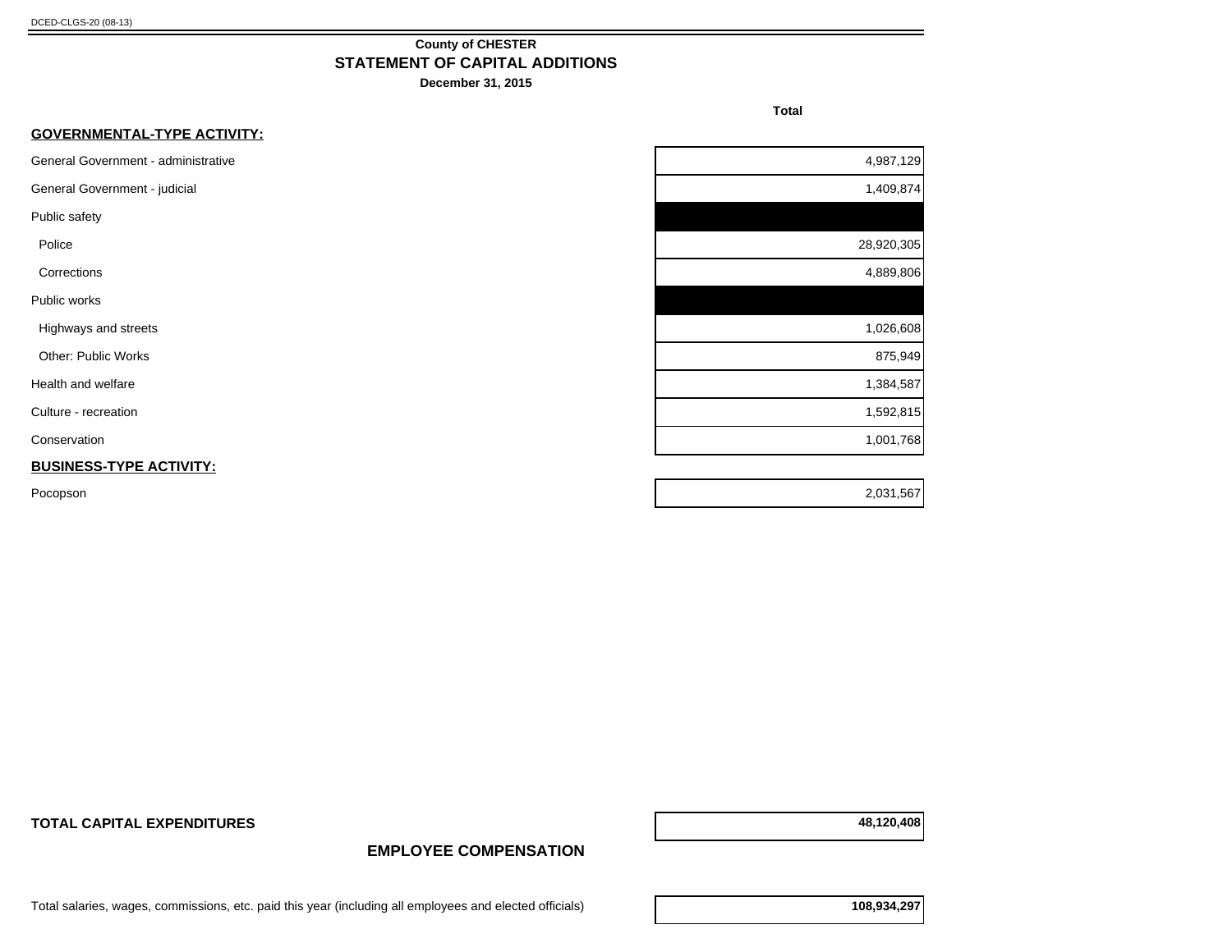DCED-CLGS-20 (08-13)

**County of CHESTER**

## STATEMENT OF CAPITAL ADDITIONS

**December 31, 2015**

| | Total |
|---|---|
| **GOVERNMENTAL-TYPE ACTIVITY:** | |
| General Government - administrative | 4,987,129 |
| General Government - judicial | 1,409,874 |
| Public safety | |
| Police | 28,920,305 |
| Corrections | 4,889,806 |
| Public works | |
| Highways and streets | 1,026,608 |
| Other: Public Works | 875,949 |
| Health and welfare | 1,384,587 |
| Culture - recreation | 1,592,815 |
| Conservation | 1,001,768 |
| **BUSINESS-TYPE ACTIVITY:** | |
| Pocopson | 2,031,567 |
| **TOTAL CAPITAL EXPENDITURES** | **48,120,408** |

## EMPLOYEE COMPENSATION

| | |
|---|---|
| Total salaries, wages, commissions, etc. paid this year (including all employees and elected officials) | **108,934,297** |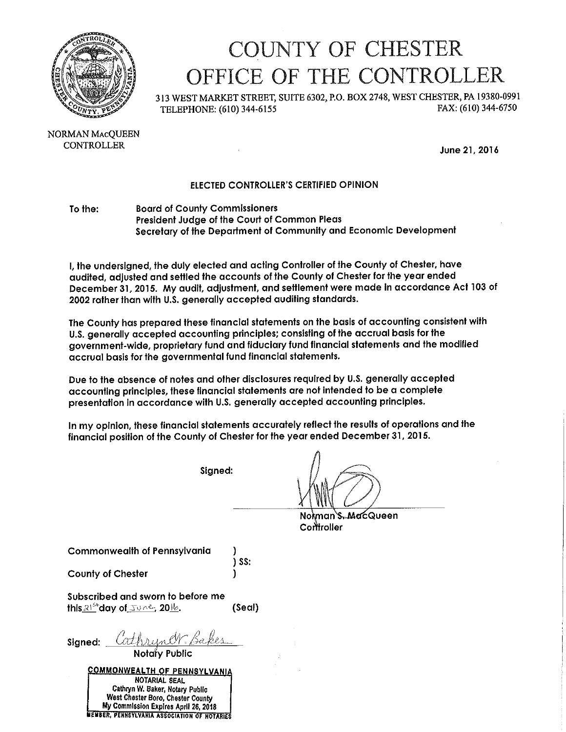# COUNTY OF CHESTER
# OFFICE OF THE CONTROLLER

313 WEST MARKET STREET, SUITE 6302, P.O. BOX 2748, WEST CHESTER, PA 19380-0991
TELEPHONE: (610) 344-6155 FAX: (610) 344-6750

NORMAN MacQUEEN
CONTROLLER

June 21, 2016

## ELECTED CONTROLLER'S CERTIFIED OPINION

To the: Board of County Commissioners
President Judge of the Court of Common Pleas
Secretary of the Department of Community and Economic Development

I, the undersigned, the duly elected and acting Controller of the County of Chester, have audited, adjusted and settled the accounts of the County of Chester for the year ended December 31, 2015. My audit, adjustment, and settlement were made in accordance Act 103 of 2002 rather than with U.S. generally accepted auditing standards.

The County has prepared these financial statements on the basis of accounting consistent with U.S. generally accepted accounting principles; consisting of the accrual basis for the government-wide, proprietary fund and fiduciary fund financial statements and the modified accrual basis for the governmental fund financial statements.

Due to the absence of notes and other disclosures required by U.S. generally accepted accounting principles, these financial statements are not intended to be a complete presentation in accordance with U.S. generally accepted accounting principles.

In my opinion, these financial statements accurately reflect the results of operations and the financial position of the County of Chester for the year ended December 31, 2015.

Signed: ______________________
Norman S. MacQueen
Controller

Commonwealth of Pennsylvania )
) SS:
County of Chester )

Subscribed and sworn to before me
this 21st day of June, 2016. (Seal)

Signed: Cathryn W. Baker
Notary Public

COMMONWEALTH OF PENNSYLVANIA
NOTARIAL SEAL
Cathryn W. Baker, Notary Public
West Chester Boro, Chester County
My Commission Expires April 26, 2018
MEMBER, PENNSYLVANIA ASSOCIATION OF NOTARIES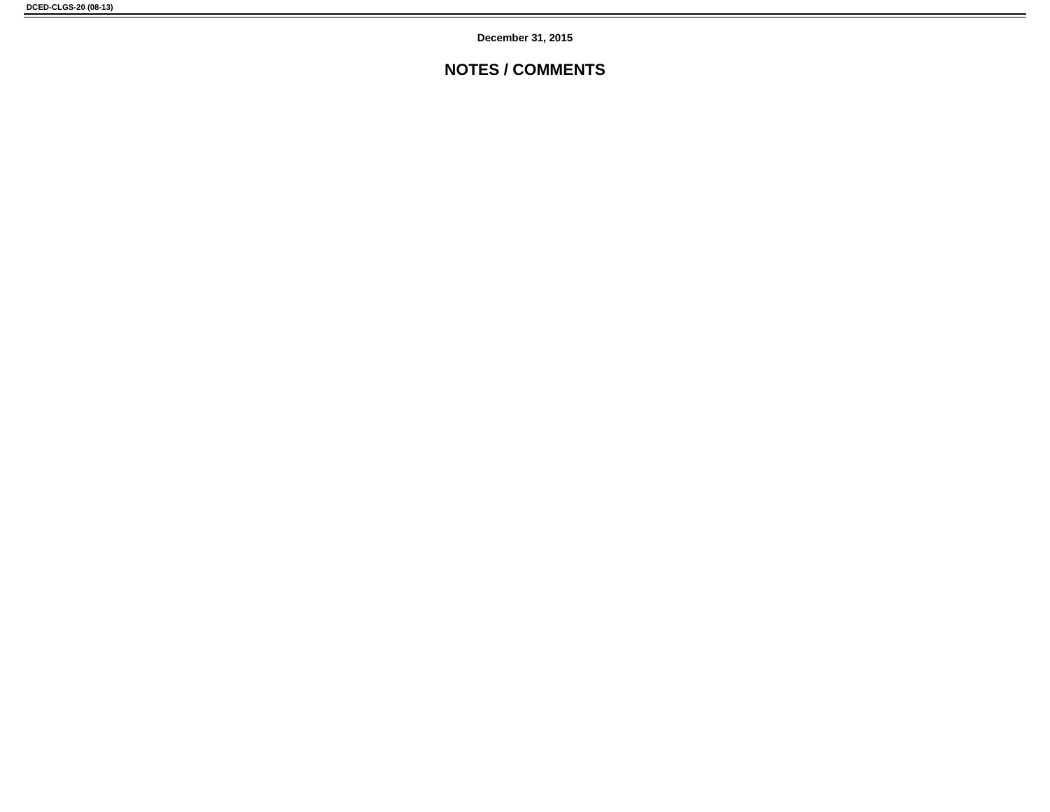December 31, 2015

# NOTES / COMMENTS